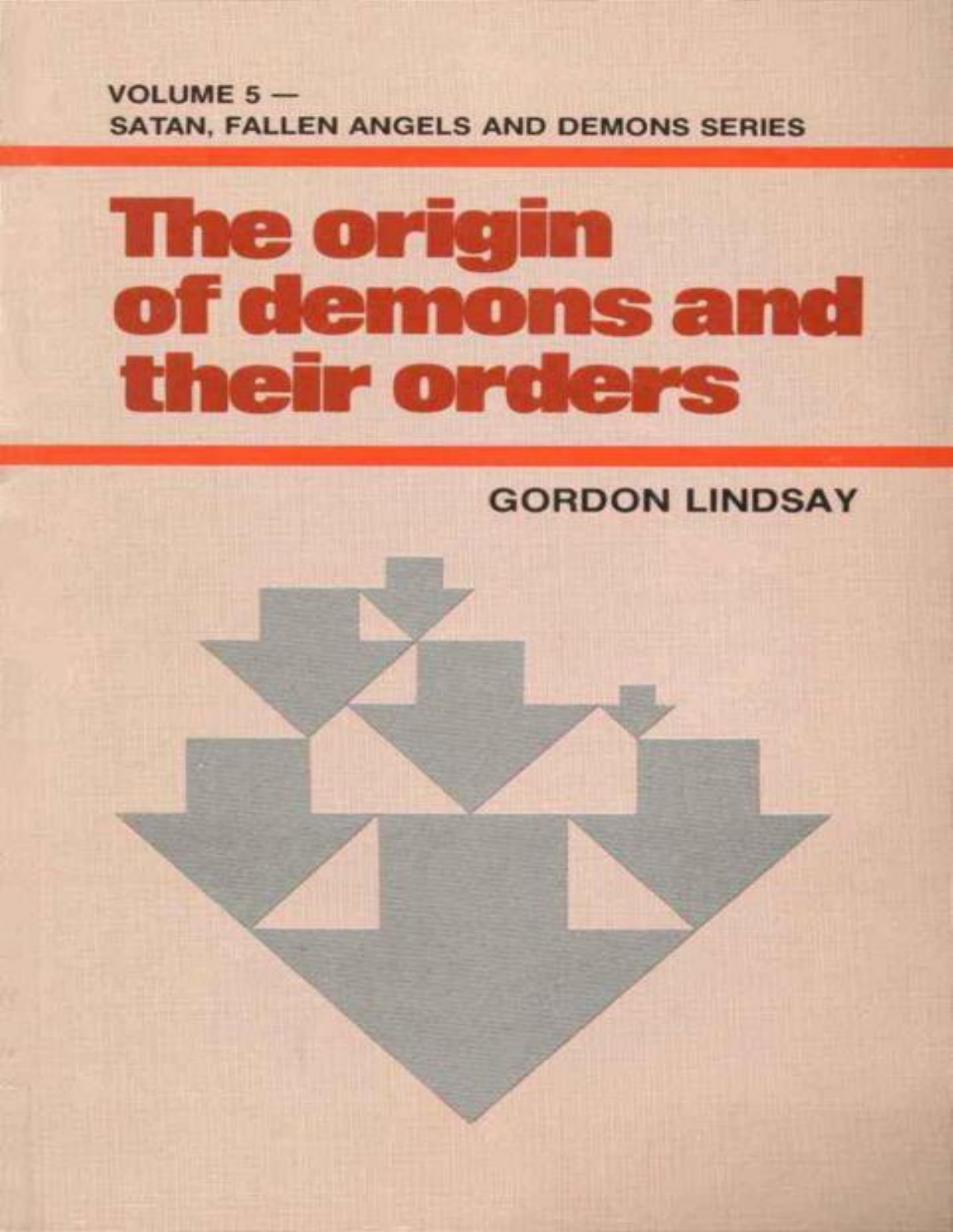VOLUME 5 —
SATAN, FALLEN ANGELS AND DEMONS SERIES

# The origin of demons and their orders

GORDON LINDSAY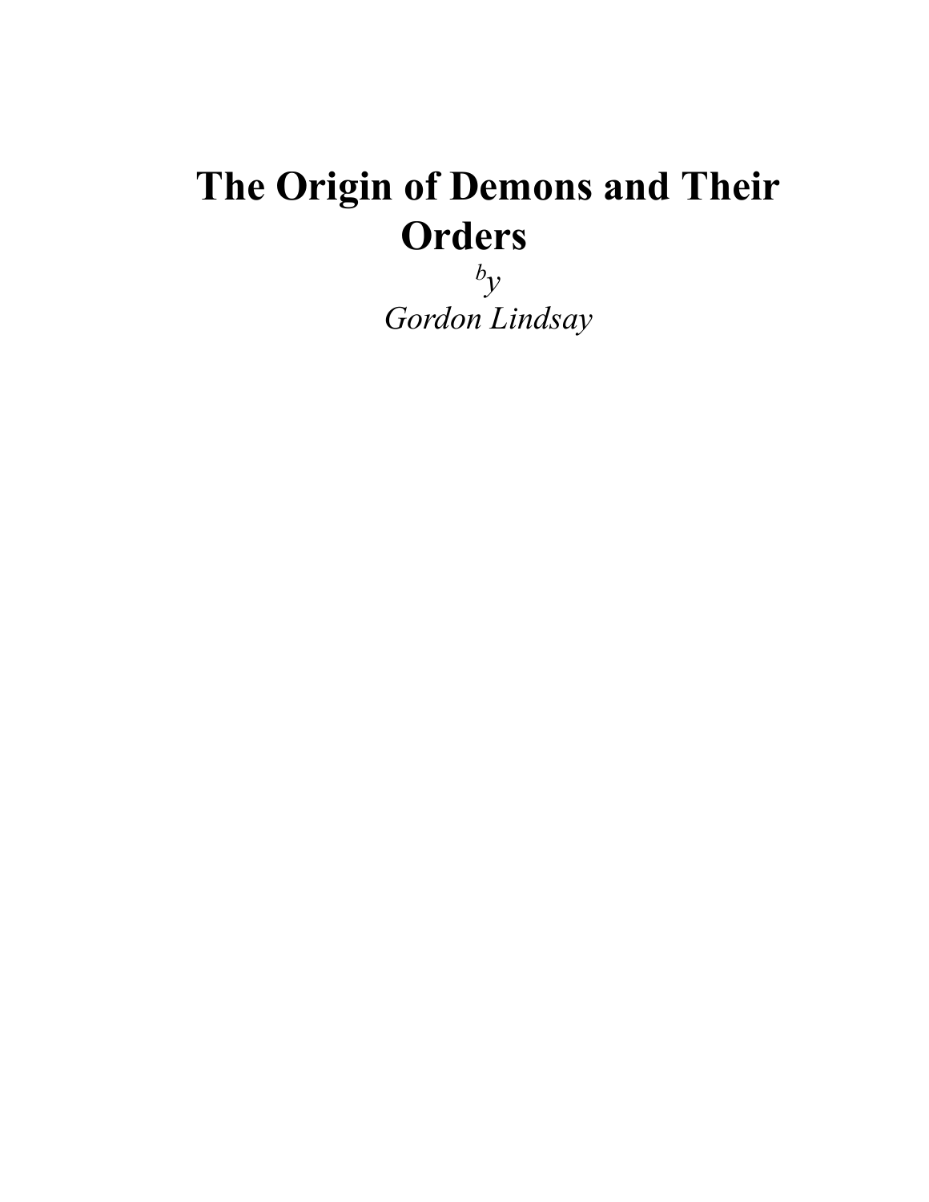# The Origin of Demons and Their Orders

*by*

*Gordon Lindsay*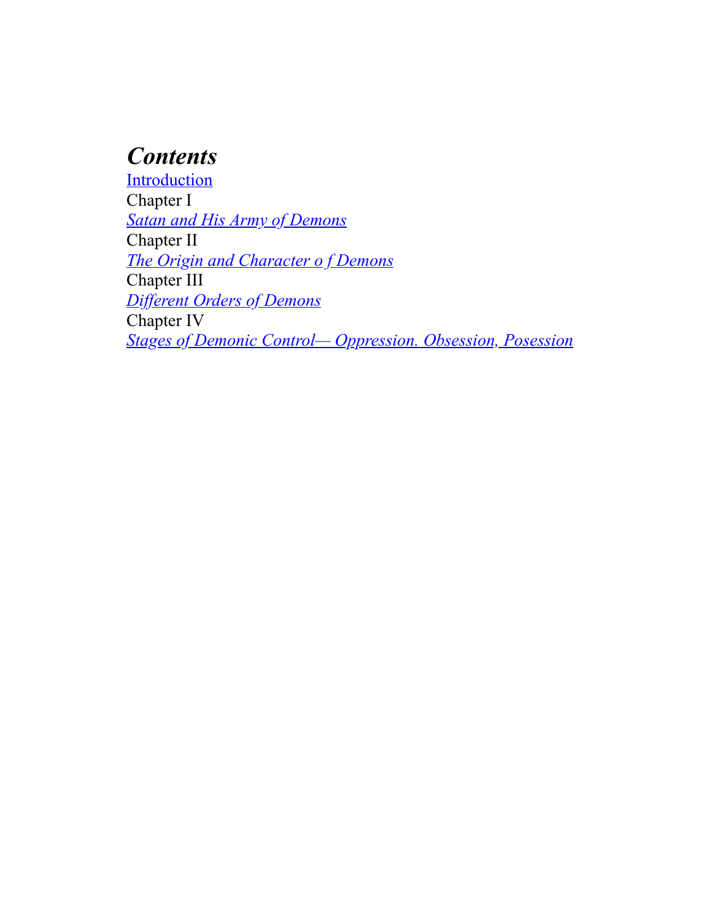## *Contents*

Introduction

Chapter I

*Satan and His Army of Demons*

Chapter II

*The Origin and Character o f Demons*

Chapter III

*Different Orders of Demons*

Chapter IV

*Stages of Demonic Control— Oppression. Obsession, Posession*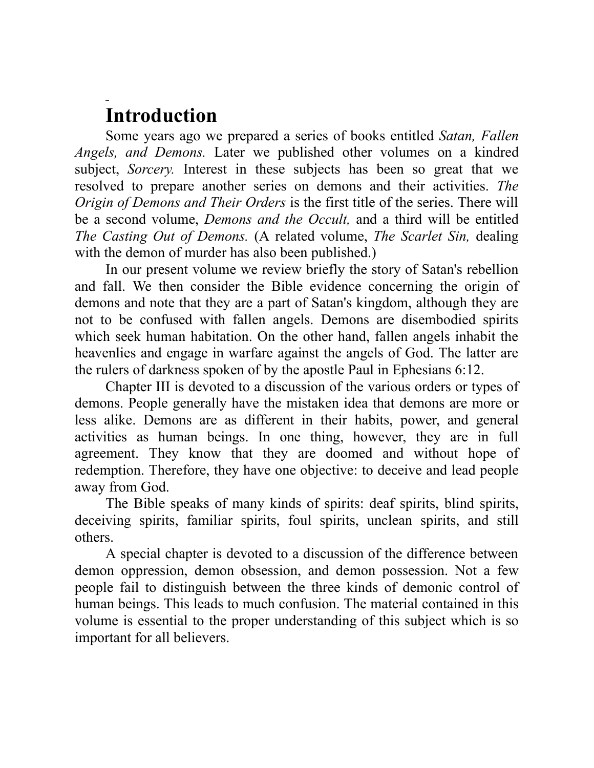# Introduction

Some years ago we prepared a series of books entitled *Satan, Fallen Angels, and Demons.* Later we published other volumes on a kindred subject, *Sorcery.* Interest in these subjects has been so great that we resolved to prepare another series on demons and their activities. *The Origin of Demons and Their Orders* is the first title of the series. There will be a second volume, *Demons and the Occult,* and a third will be entitled *The Casting Out of Demons.* (A related volume, *The Scarlet Sin,* dealing with the demon of murder has also been published.)

In our present volume we review briefly the story of Satan's rebellion and fall. We then consider the Bible evidence concerning the origin of demons and note that they are a part of Satan's kingdom, although they are not to be confused with fallen angels. Demons are disembodied spirits which seek human habitation. On the other hand, fallen angels inhabit the heavenlies and engage in warfare against the angels of God. The latter are the rulers of darkness spoken of by the apostle Paul in Ephesians 6:12.

Chapter III is devoted to a discussion of the various orders or types of demons. People generally have the mistaken idea that demons are more or less alike. Demons are as different in their habits, power, and general activities as human beings. In one thing, however, they are in full agreement. They know that they are doomed and without hope of redemption. Therefore, they have one objective: to deceive and lead people away from God.

The Bible speaks of many kinds of spirits: deaf spirits, blind spirits, deceiving spirits, familiar spirits, foul spirits, unclean spirits, and still others.

A special chapter is devoted to a discussion of the difference between demon oppression, demon obsession, and demon possession. Not a few people fail to distinguish between the three kinds of demonic control of human beings. This leads to much confusion. The material contained in this volume is essential to the proper understanding of this subject which is so important for all believers.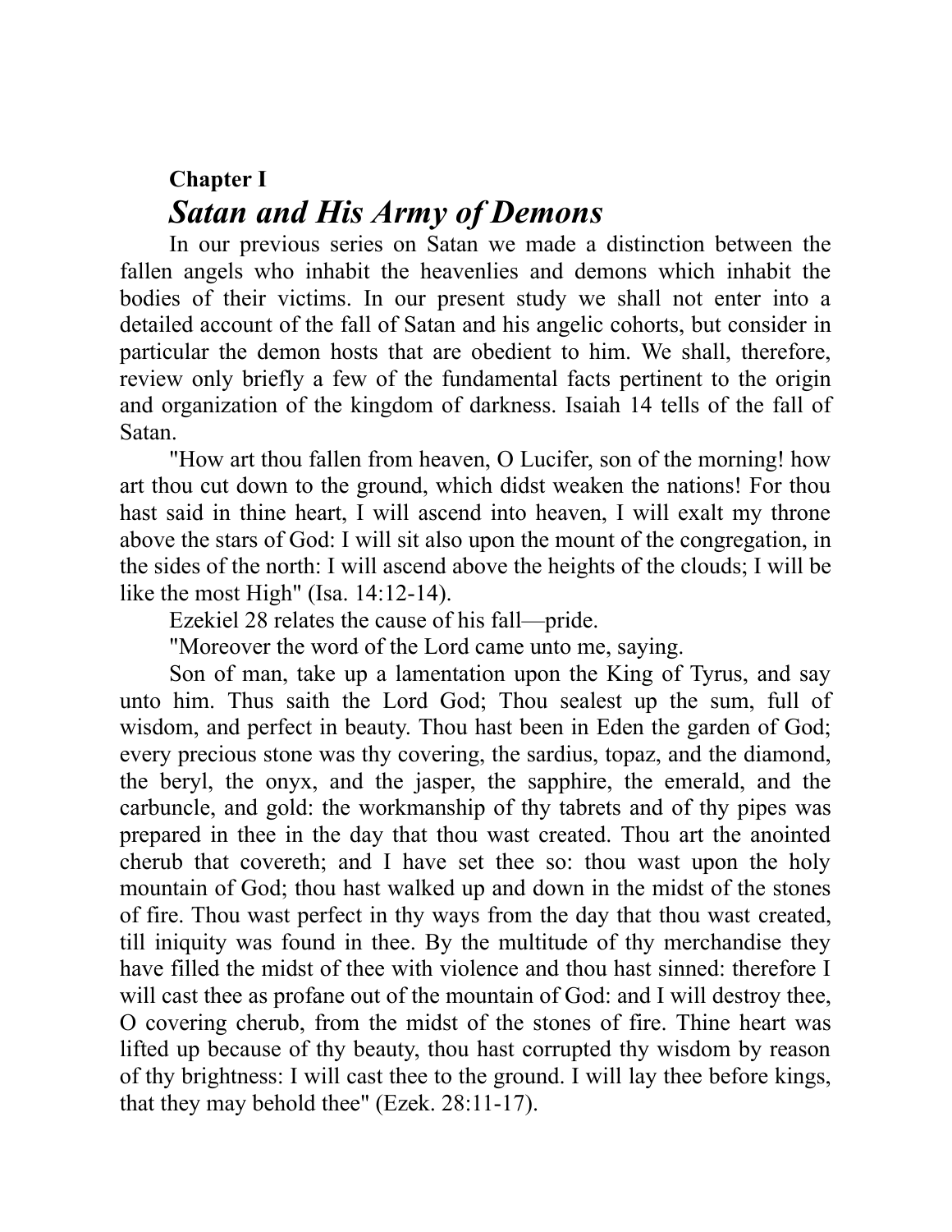**Chapter I**

## *Satan and His Army of Demons*

In our previous series on Satan we made a distinction between the fallen angels who inhabit the heavenlies and demons which inhabit the bodies of their victims. In our present study we shall not enter into a detailed account of the fall of Satan and his angelic cohorts, but consider in particular the demon hosts that are obedient to him. We shall, therefore, review only briefly a few of the fundamental facts pertinent to the origin and organization of the kingdom of darkness. Isaiah 14 tells of the fall of Satan.

"How art thou fallen from heaven, O Lucifer, son of the morning! how art thou cut down to the ground, which didst weaken the nations! For thou hast said in thine heart, I will ascend into heaven, I will exalt my throne above the stars of God: I will sit also upon the mount of the congregation, in the sides of the north: I will ascend above the heights of the clouds; I will be like the most High" (Isa. 14:12-14).

Ezekiel 28 relates the cause of his fall—pride.

"Moreover the word of the Lord came unto me, saying.

Son of man, take up a lamentation upon the King of Tyrus, and say unto him. Thus saith the Lord God; Thou sealest up the sum, full of wisdom, and perfect in beauty. Thou hast been in Eden the garden of God; every precious stone was thy covering, the sardius, topaz, and the diamond, the beryl, the onyx, and the jasper, the sapphire, the emerald, and the carbuncle, and gold: the workmanship of thy tabrets and of thy pipes was prepared in thee in the day that thou wast created. Thou art the anointed cherub that covereth; and I have set thee so: thou wast upon the holy mountain of God; thou hast walked up and down in the midst of the stones of fire. Thou wast perfect in thy ways from the day that thou wast created, till iniquity was found in thee. By the multitude of thy merchandise they have filled the midst of thee with violence and thou hast sinned: therefore I will cast thee as profane out of the mountain of God: and I will destroy thee, O covering cherub, from the midst of the stones of fire. Thine heart was lifted up because of thy beauty, thou hast corrupted thy wisdom by reason of thy brightness: I will cast thee to the ground. I will lay thee before kings, that they may behold thee" (Ezek. 28:11-17).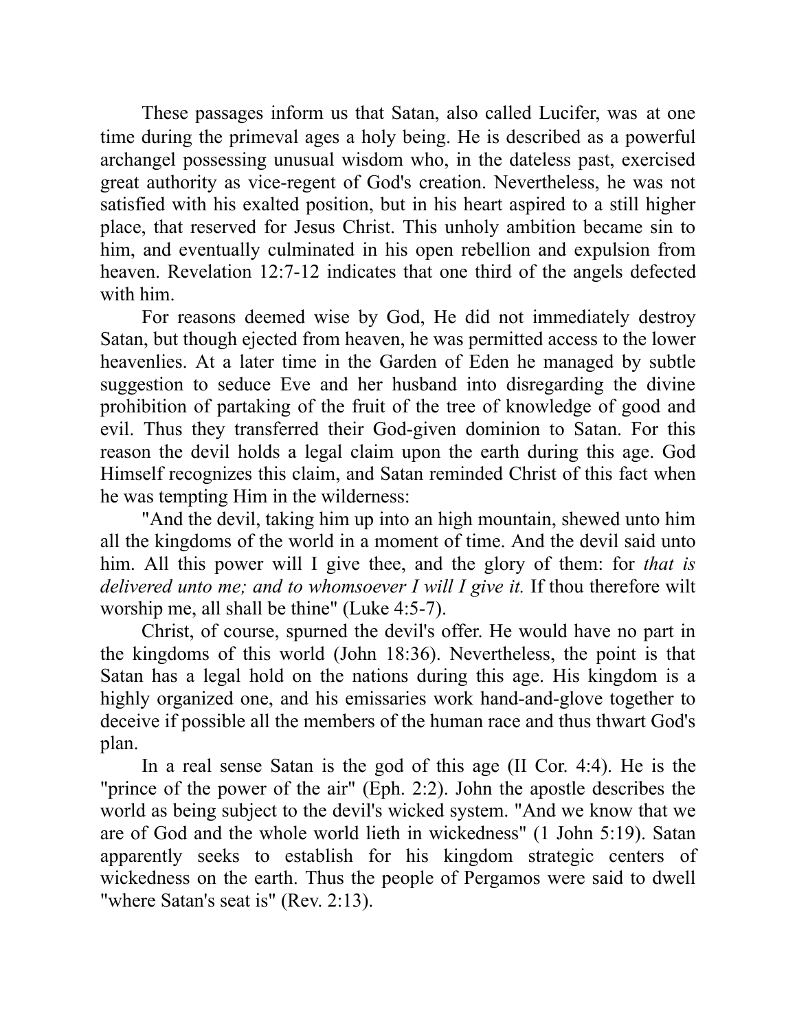These passages inform us that Satan, also called Lucifer, was at one time during the primeval ages a holy being. He is described as a powerful archangel possessing unusual wisdom who, in the dateless past, exercised great authority as vice-regent of God's creation. Nevertheless, he was not satisfied with his exalted position, but in his heart aspired to a still higher place, that reserved for Jesus Christ. This unholy ambition became sin to him, and eventually culminated in his open rebellion and expulsion from heaven. Revelation 12:7-12 indicates that one third of the angels defected with him.

For reasons deemed wise by God, He did not immediately destroy Satan, but though ejected from heaven, he was permitted access to the lower heavenlies. At a later time in the Garden of Eden he managed by subtle suggestion to seduce Eve and her husband into disregarding the divine prohibition of partaking of the fruit of the tree of knowledge of good and evil. Thus they transferred their God-given dominion to Satan. For this reason the devil holds a legal claim upon the earth during this age. God Himself recognizes this claim, and Satan reminded Christ of this fact when he was tempting Him in the wilderness:

"And the devil, taking him up into an high mountain, shewed unto him all the kingdoms of the world in a moment of time. And the devil said unto him. All this power will I give thee, and the glory of them: for *that is delivered unto me; and to whomsoever I will I give it.* If thou therefore wilt worship me, all shall be thine" (Luke 4:5-7).

Christ, of course, spurned the devil's offer. He would have no part in the kingdoms of this world (John 18:36). Nevertheless, the point is that Satan has a legal hold on the nations during this age. His kingdom is a highly organized one, and his emissaries work hand-and-glove together to deceive if possible all the members of the human race and thus thwart God's plan.

In a real sense Satan is the god of this age (II Cor. 4:4). He is the "prince of the power of the air" (Eph. 2:2). John the apostle describes the world as being subject to the devil's wicked system. "And we know that we are of God and the whole world lieth in wickedness" (1 John 5:19). Satan apparently seeks to establish for his kingdom strategic centers of wickedness on the earth. Thus the people of Pergamos were said to dwell "where Satan's seat is" (Rev. 2:13).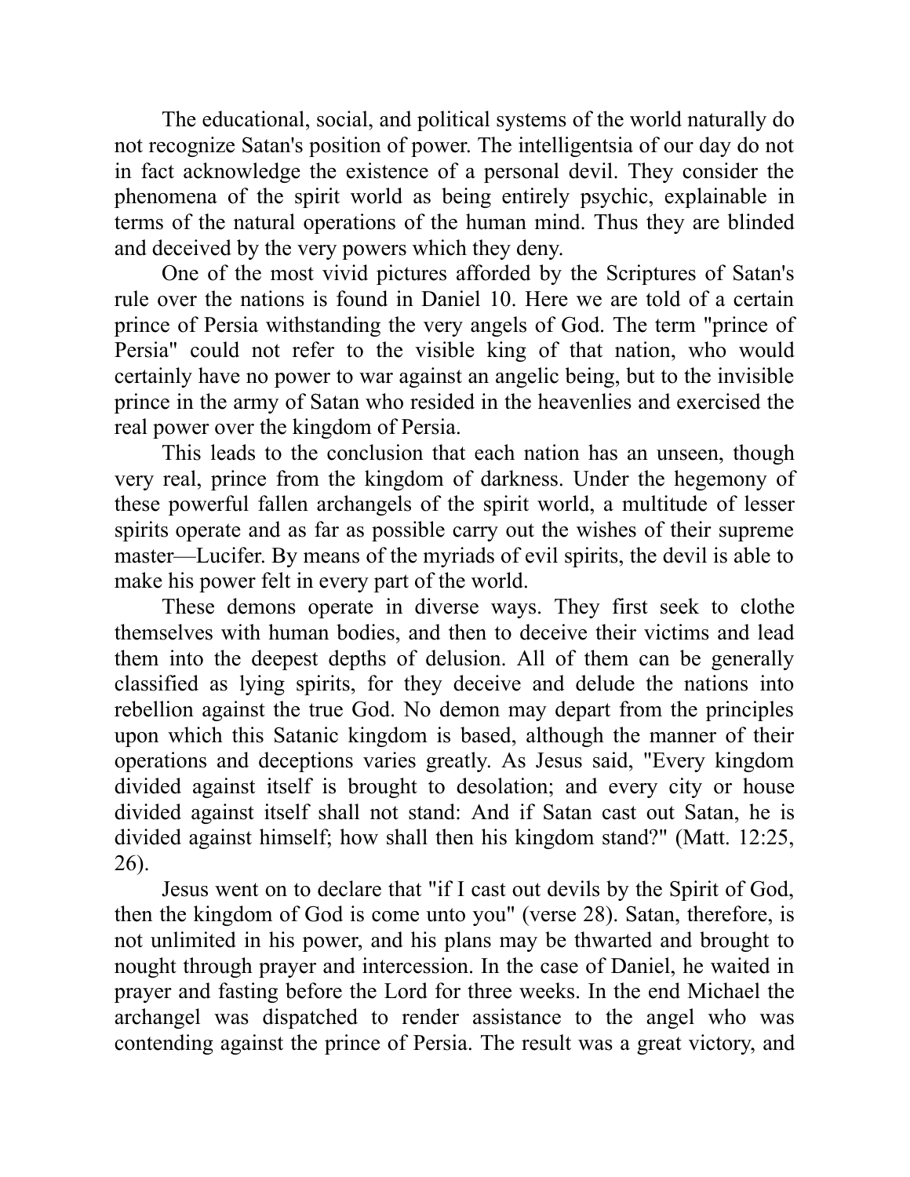The educational, social, and political systems of the world naturally do not recognize Satan's position of power. The intelligentsia of our day do not in fact acknowledge the existence of a personal devil. They consider the phenomena of the spirit world as being entirely psychic, explainable in terms of the natural operations of the human mind. Thus they are blinded and deceived by the very powers which they deny.

One of the most vivid pictures afforded by the Scriptures of Satan's rule over the nations is found in Daniel 10. Here we are told of a certain prince of Persia withstanding the very angels of God. The term "prince of Persia" could not refer to the visible king of that nation, who would certainly have no power to war against an angelic being, but to the invisible prince in the army of Satan who resided in the heavenlies and exercised the real power over the kingdom of Persia.

This leads to the conclusion that each nation has an unseen, though very real, prince from the kingdom of darkness. Under the hegemony of these powerful fallen archangels of the spirit world, a multitude of lesser spirits operate and as far as possible carry out the wishes of their supreme master—Lucifer. By means of the myriads of evil spirits, the devil is able to make his power felt in every part of the world.

These demons operate in diverse ways. They first seek to clothe themselves with human bodies, and then to deceive their victims and lead them into the deepest depths of delusion. All of them can be generally classified as lying spirits, for they deceive and delude the nations into rebellion against the true God. No demon may depart from the principles upon which this Satanic kingdom is based, although the manner of their operations and deceptions varies greatly. As Jesus said, "Every kingdom divided against itself is brought to desolation; and every city or house divided against itself shall not stand: And if Satan cast out Satan, he is divided against himself; how shall then his kingdom stand?" (Matt. 12:25, 26).

Jesus went on to declare that "if I cast out devils by the Spirit of God, then the kingdom of God is come unto you" (verse 28). Satan, therefore, is not unlimited in his power, and his plans may be thwarted and brought to nought through prayer and intercession. In the case of Daniel, he waited in prayer and fasting before the Lord for three weeks. In the end Michael the archangel was dispatched to render assistance to the angel who was contending against the prince of Persia. The result was a great victory, and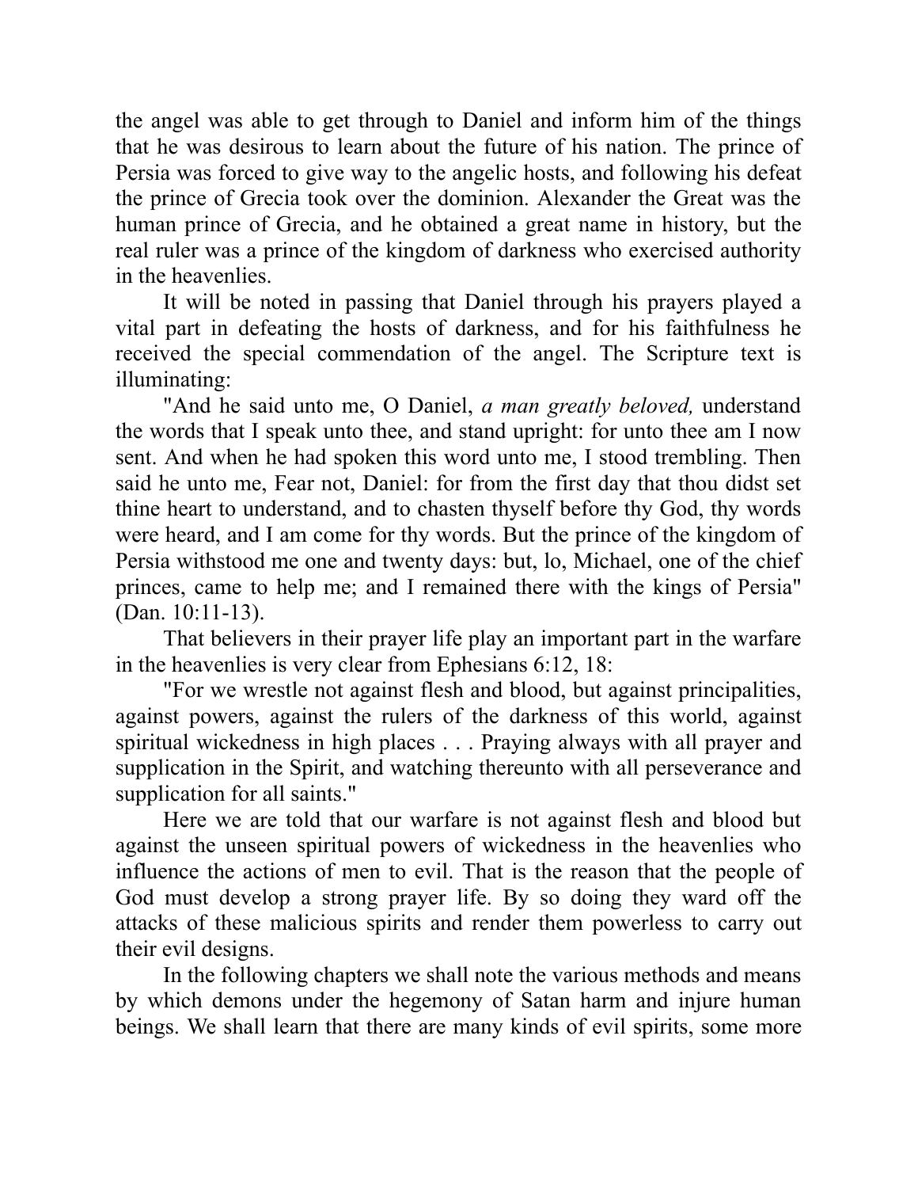the angel was able to get through to Daniel and inform him of the things that he was desirous to learn about the future of his nation. The prince of Persia was forced to give way to the angelic hosts, and following his defeat the prince of Grecia took over the dominion. Alexander the Great was the human prince of Grecia, and he obtained a great name in history, but the real ruler was a prince of the kingdom of darkness who exercised authority in the heavenlies.

It will be noted in passing that Daniel through his prayers played a vital part in defeating the hosts of darkness, and for his faithfulness he received the special commendation of the angel. The Scripture text is illuminating:

"And he said unto me, O Daniel, *a man greatly beloved,* understand the words that I speak unto thee, and stand upright: for unto thee am I now sent. And when he had spoken this word unto me, I stood trembling. Then said he unto me, Fear not, Daniel: for from the first day that thou didst set thine heart to understand, and to chasten thyself before thy God, thy words were heard, and I am come for thy words. But the prince of the kingdom of Persia withstood me one and twenty days: but, lo, Michael, one of the chief princes, came to help me; and I remained there with the kings of Persia" (Dan. 10:11-13).

That believers in their prayer life play an important part in the warfare in the heavenlies is very clear from Ephesians 6:12, 18:

"For we wrestle not against flesh and blood, but against principalities, against powers, against the rulers of the darkness of this world, against spiritual wickedness in high places . . . Praying always with all prayer and supplication in the Spirit, and watching thereunto with all perseverance and supplication for all saints."

Here we are told that our warfare is not against flesh and blood but against the unseen spiritual powers of wickedness in the heavenlies who influence the actions of men to evil. That is the reason that the people of God must develop a strong prayer life. By so doing they ward off the attacks of these malicious spirits and render them powerless to carry out their evil designs.

In the following chapters we shall note the various methods and means by which demons under the hegemony of Satan harm and injure human beings. We shall learn that there are many kinds of evil spirits, some more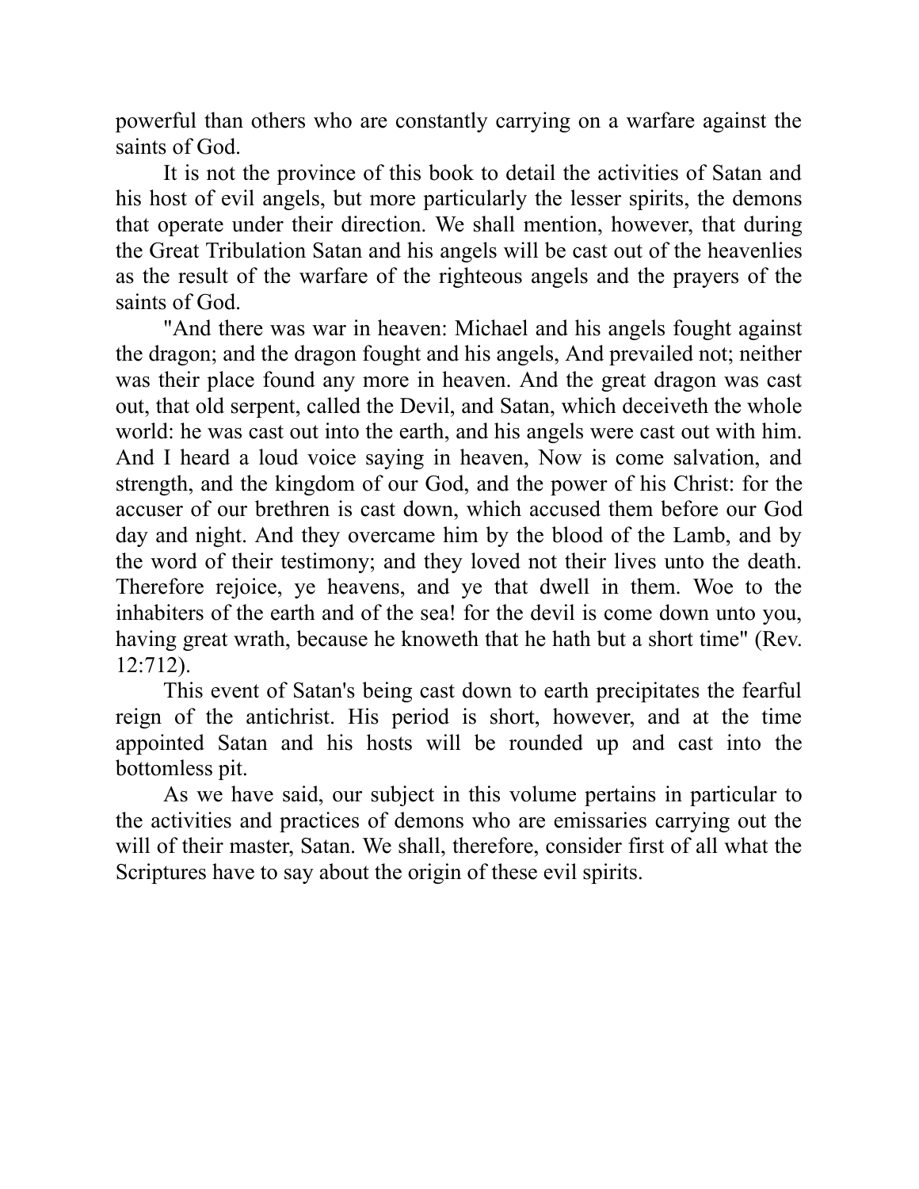powerful than others who are constantly carrying on a warfare against the saints of God.

It is not the province of this book to detail the activities of Satan and his host of evil angels, but more particularly the lesser spirits, the demons that operate under their direction. We shall mention, however, that during the Great Tribulation Satan and his angels will be cast out of the heavenlies as the result of the warfare of the righteous angels and the prayers of the saints of God.

"And there was war in heaven: Michael and his angels fought against the dragon; and the dragon fought and his angels, And prevailed not; neither was their place found any more in heaven. And the great dragon was cast out, that old serpent, called the Devil, and Satan, which deceiveth the whole world: he was cast out into the earth, and his angels were cast out with him. And I heard a loud voice saying in heaven, Now is come salvation, and strength, and the kingdom of our God, and the power of his Christ: for the accuser of our brethren is cast down, which accused them before our God day and night. And they overcame him by the blood of the Lamb, and by the word of their testimony; and they loved not their lives unto the death. Therefore rejoice, ye heavens, and ye that dwell in them. Woe to the inhabiters of the earth and of the sea! for the devil is come down unto you, having great wrath, because he knoweth that he hath but a short time" (Rev. 12:712).

This event of Satan's being cast down to earth precipitates the fearful reign of the antichrist. His period is short, however, and at the time appointed Satan and his hosts will be rounded up and cast into the bottomless pit.

As we have said, our subject in this volume pertains in particular to the activities and practices of demons who are emissaries carrying out the will of their master, Satan. We shall, therefore, consider first of all what the Scriptures have to say about the origin of these evil spirits.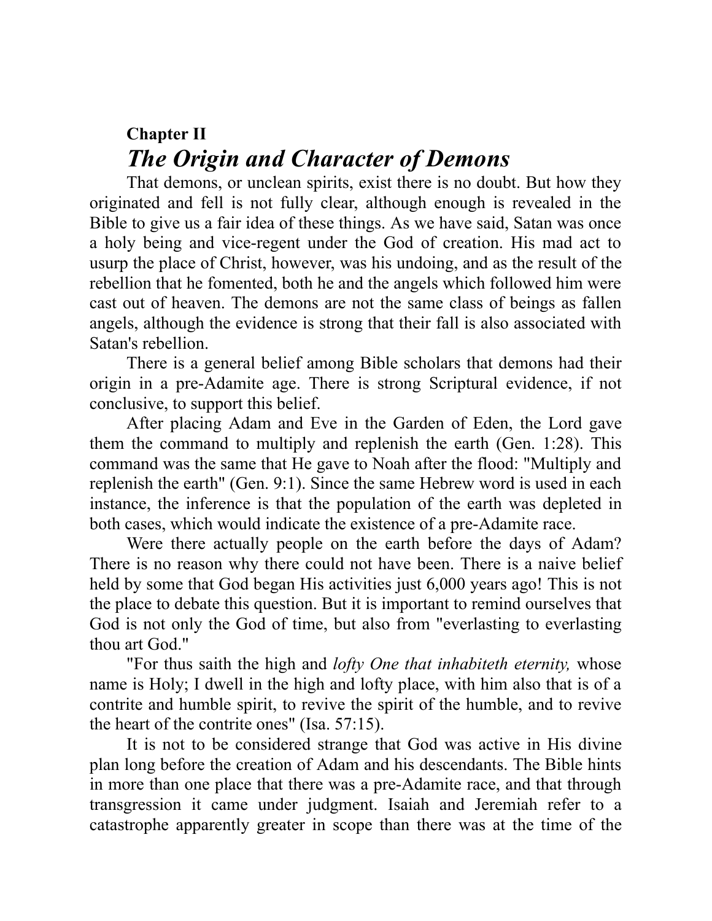## Chapter II

# *The Origin and Character of Demons*

That demons, or unclean spirits, exist there is no doubt. But how they originated and fell is not fully clear, although enough is revealed in the Bible to give us a fair idea of these things. As we have said, Satan was once a holy being and vice-regent under the God of creation. His mad act to usurp the place of Christ, however, was his undoing, and as the result of the rebellion that he fomented, both he and the angels which followed him were cast out of heaven. The demons are not the same class of beings as fallen angels, although the evidence is strong that their fall is also associated with Satan's rebellion.

There is a general belief among Bible scholars that demons had their origin in a pre-Adamite age. There is strong Scriptural evidence, if not conclusive, to support this belief.

After placing Adam and Eve in the Garden of Eden, the Lord gave them the command to multiply and replenish the earth (Gen. 1:28). This command was the same that He gave to Noah after the flood: "Multiply and replenish the earth" (Gen. 9:1). Since the same Hebrew word is used in each instance, the inference is that the population of the earth was depleted in both cases, which would indicate the existence of a pre-Adamite race.

Were there actually people on the earth before the days of Adam? There is no reason why there could not have been. There is a naive belief held by some that God began His activities just 6,000 years ago! This is not the place to debate this question. But it is important to remind ourselves that God is not only the God of time, but also from "everlasting to everlasting thou art God."

"For thus saith the high and *lofty One that inhabiteth eternity,* whose name is Holy; I dwell in the high and lofty place, with him also that is of a contrite and humble spirit, to revive the spirit of the humble, and to revive the heart of the contrite ones" (Isa. 57:15).

It is not to be considered strange that God was active in His divine plan long before the creation of Adam and his descendants. The Bible hints in more than one place that there was a pre-Adamite race, and that through transgression it came under judgment. Isaiah and Jeremiah refer to a catastrophe apparently greater in scope than there was at the time of the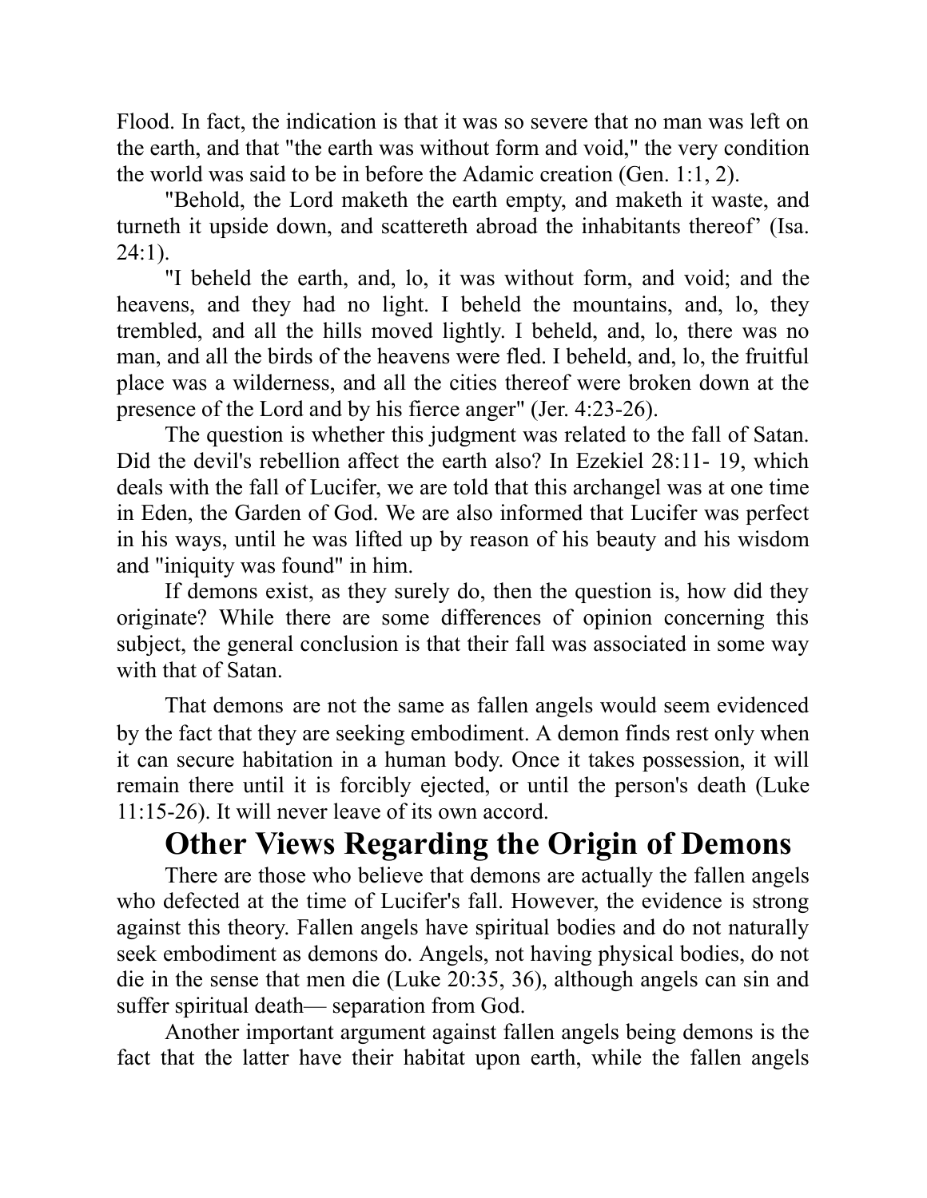Flood. In fact, the indication is that it was so severe that no man was left on the earth, and that "the earth was without form and void," the very condition the world was said to be in before the Adamic creation (Gen. 1:1, 2).

"Behold, the Lord maketh the earth empty, and maketh it waste, and turneth it upside down, and scattereth abroad the inhabitants thereof' (Isa. 24:1).

"I beheld the earth, and, lo, it was without form, and void; and the heavens, and they had no light. I beheld the mountains, and, lo, they trembled, and all the hills moved lightly. I beheld, and, lo, there was no man, and all the birds of the heavens were fled. I beheld, and, lo, the fruitful place was a wilderness, and all the cities thereof were broken down at the presence of the Lord and by his fierce anger" (Jer. 4:23-26).

The question is whether this judgment was related to the fall of Satan. Did the devil's rebellion affect the earth also? In Ezekiel 28:11- 19, which deals with the fall of Lucifer, we are told that this archangel was at one time in Eden, the Garden of God. We are also informed that Lucifer was perfect in his ways, until he was lifted up by reason of his beauty and his wisdom and "iniquity was found" in him.

If demons exist, as they surely do, then the question is, how did they originate? While there are some differences of opinion concerning this subject, the general conclusion is that their fall was associated in some way with that of Satan.

That demons are not the same as fallen angels would seem evidenced by the fact that they are seeking embodiment. A demon finds rest only when it can secure habitation in a human body. Once it takes possession, it will remain there until it is forcibly ejected, or until the person's death (Luke 11:15-26). It will never leave of its own accord.

## Other Views Regarding the Origin of Demons

There are those who believe that demons are actually the fallen angels who defected at the time of Lucifer's fall. However, the evidence is strong against this theory. Fallen angels have spiritual bodies and do not naturally seek embodiment as demons do. Angels, not having physical bodies, do not die in the sense that men die (Luke 20:35, 36), although angels can sin and suffer spiritual death— separation from God.

Another important argument against fallen angels being demons is the fact that the latter have their habitat upon earth, while the fallen angels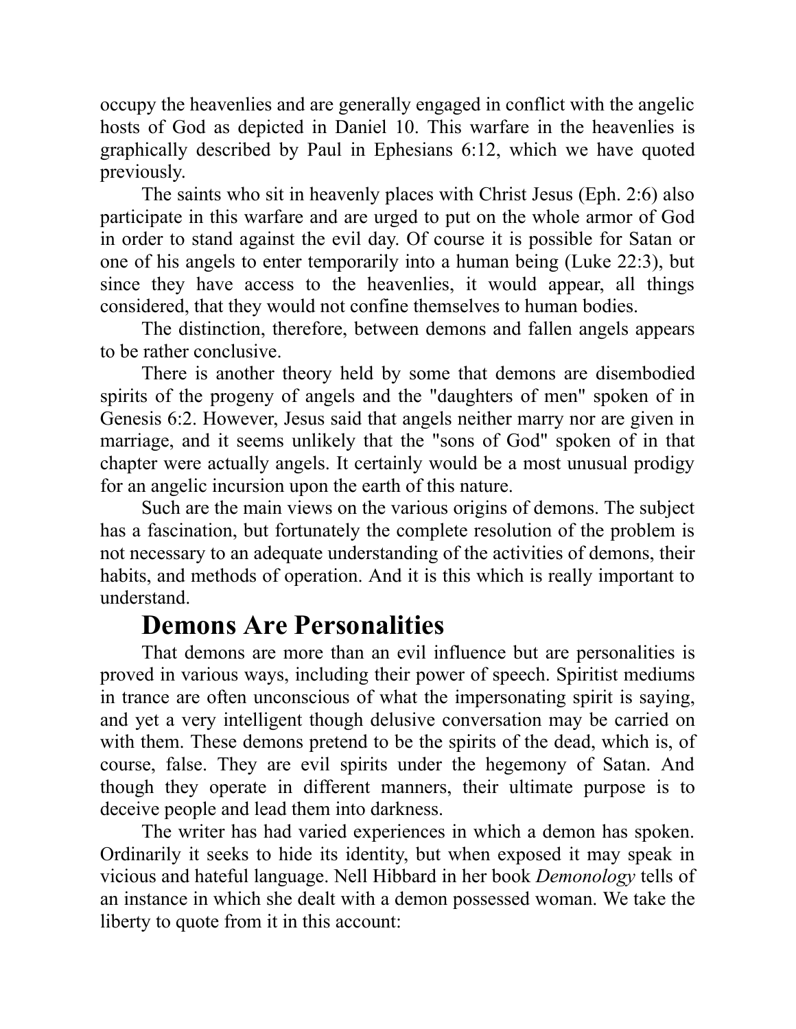occupy the heavenlies and are generally engaged in conflict with the angelic hosts of God as depicted in Daniel 10. This warfare in the heavenlies is graphically described by Paul in Ephesians 6:12, which we have quoted previously.

The saints who sit in heavenly places with Christ Jesus (Eph. 2:6) also participate in this warfare and are urged to put on the whole armor of God in order to stand against the evil day. Of course it is possible for Satan or one of his angels to enter temporarily into a human being (Luke 22:3), but since they have access to the heavenlies, it would appear, all things considered, that they would not confine themselves to human bodies.

The distinction, therefore, between demons and fallen angels appears to be rather conclusive.

There is another theory held by some that demons are disembodied spirits of the progeny of angels and the "daughters of men" spoken of in Genesis 6:2. However, Jesus said that angels neither marry nor are given in marriage, and it seems unlikely that the "sons of God" spoken of in that chapter were actually angels. It certainly would be a most unusual prodigy for an angelic incursion upon the earth of this nature.

Such are the main views on the various origins of demons. The subject has a fascination, but fortunately the complete resolution of the problem is not necessary to an adequate understanding of the activities of demons, their habits, and methods of operation. And it is this which is really important to understand.

## Demons Are Personalities

That demons are more than an evil influence but are personalities is proved in various ways, including their power of speech. Spiritist mediums in trance are often unconscious of what the impersonating spirit is saying, and yet a very intelligent though delusive conversation may be carried on with them. These demons pretend to be the spirits of the dead, which is, of course, false. They are evil spirits under the hegemony of Satan. And though they operate in different manners, their ultimate purpose is to deceive people and lead them into darkness.

The writer has had varied experiences in which a demon has spoken. Ordinarily it seeks to hide its identity, but when exposed it may speak in vicious and hateful language. Nell Hibbard in her book *Demonology* tells of an instance in which she dealt with a demon possessed woman. We take the liberty to quote from it in this account: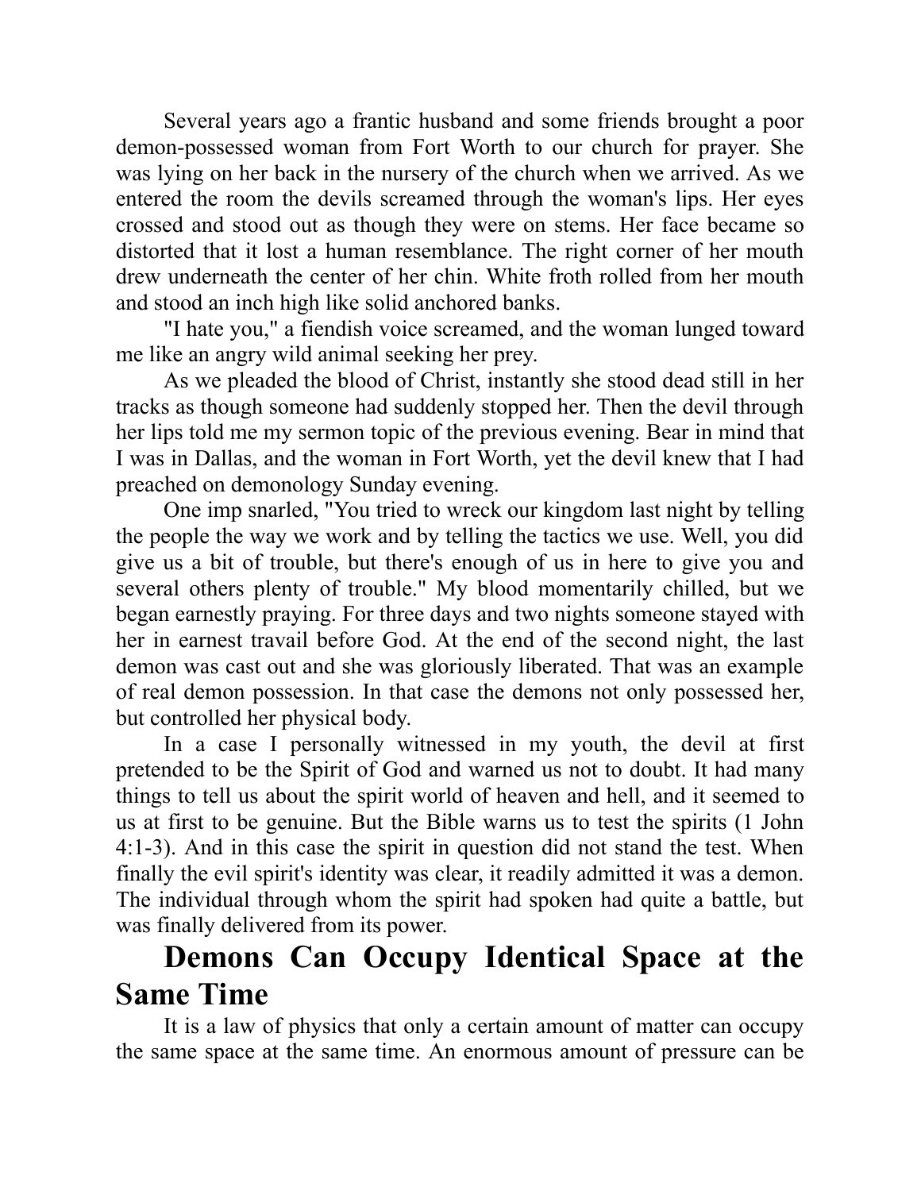Several years ago a frantic husband and some friends brought a poor demon-possessed woman from Fort Worth to our church for prayer. She was lying on her back in the nursery of the church when we arrived. As we entered the room the devils screamed through the woman's lips. Her eyes crossed and stood out as though they were on stems. Her face became so distorted that it lost a human resemblance. The right corner of her mouth drew underneath the center of her chin. White froth rolled from her mouth and stood an inch high like solid anchored banks.

"I hate you," a fiendish voice screamed, and the woman lunged toward me like an angry wild animal seeking her prey.

As we pleaded the blood of Christ, instantly she stood dead still in her tracks as though someone had suddenly stopped her. Then the devil through her lips told me my sermon topic of the previous evening. Bear in mind that I was in Dallas, and the woman in Fort Worth, yet the devil knew that I had preached on demonology Sunday evening.

One imp snarled, "You tried to wreck our kingdom last night by telling the people the way we work and by telling the tactics we use. Well, you did give us a bit of trouble, but there's enough of us in here to give you and several others plenty of trouble." My blood momentarily chilled, but we began earnestly praying. For three days and two nights someone stayed with her in earnest travail before God. At the end of the second night, the last demon was cast out and she was gloriously liberated. That was an example of real demon possession. In that case the demons not only possessed her, but controlled her physical body.

In a case I personally witnessed in my youth, the devil at first pretended to be the Spirit of God and warned us not to doubt. It had many things to tell us about the spirit world of heaven and hell, and it seemed to us at first to be genuine. But the Bible warns us to test the spirits (1 John 4:1-3). And in this case the spirit in question did not stand the test. When finally the evil spirit's identity was clear, it readily admitted it was a demon. The individual through whom the spirit had spoken had quite a battle, but was finally delivered from its power.

## Demons Can Occupy Identical Space at the Same Time

It is a law of physics that only a certain amount of matter can occupy the same space at the same time. An enormous amount of pressure can be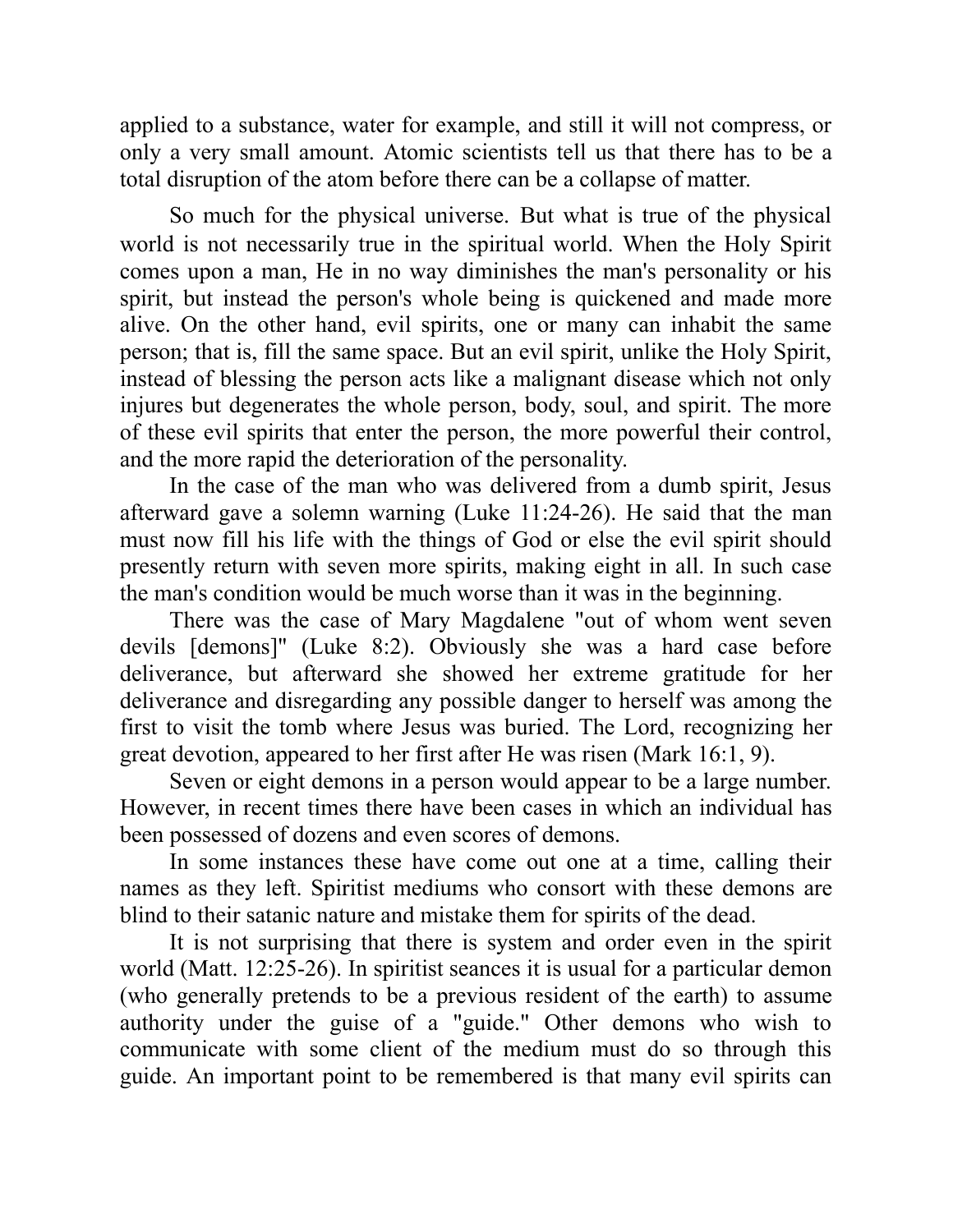applied to a substance, water for example, and still it will not compress, or only a very small amount. Atomic scientists tell us that there has to be a total disruption of the atom before there can be a collapse of matter.

So much for the physical universe. But what is true of the physical world is not necessarily true in the spiritual world. When the Holy Spirit comes upon a man, He in no way diminishes the man's personality or his spirit, but instead the person's whole being is quickened and made more alive. On the other hand, evil spirits, one or many can inhabit the same person; that is, fill the same space. But an evil spirit, unlike the Holy Spirit, instead of blessing the person acts like a malignant disease which not only injures but degenerates the whole person, body, soul, and spirit. The more of these evil spirits that enter the person, the more powerful their control, and the more rapid the deterioration of the personality.

In the case of the man who was delivered from a dumb spirit, Jesus afterward gave a solemn warning (Luke 11:24-26). He said that the man must now fill his life with the things of God or else the evil spirit should presently return with seven more spirits, making eight in all. In such case the man's condition would be much worse than it was in the beginning.

There was the case of Mary Magdalene "out of whom went seven devils [demons]" (Luke 8:2). Obviously she was a hard case before deliverance, but afterward she showed her extreme gratitude for her deliverance and disregarding any possible danger to herself was among the first to visit the tomb where Jesus was buried. The Lord, recognizing her great devotion, appeared to her first after He was risen (Mark 16:1, 9).

Seven or eight demons in a person would appear to be a large number. However, in recent times there have been cases in which an individual has been possessed of dozens and even scores of demons.

In some instances these have come out one at a time, calling their names as they left. Spiritist mediums who consort with these demons are blind to their satanic nature and mistake them for spirits of the dead.

It is not surprising that there is system and order even in the spirit world (Matt. 12:25-26). In spiritist seances it is usual for a particular demon (who generally pretends to be a previous resident of the earth) to assume authority under the guise of a "guide." Other demons who wish to communicate with some client of the medium must do so through this guide. An important point to be remembered is that many evil spirits can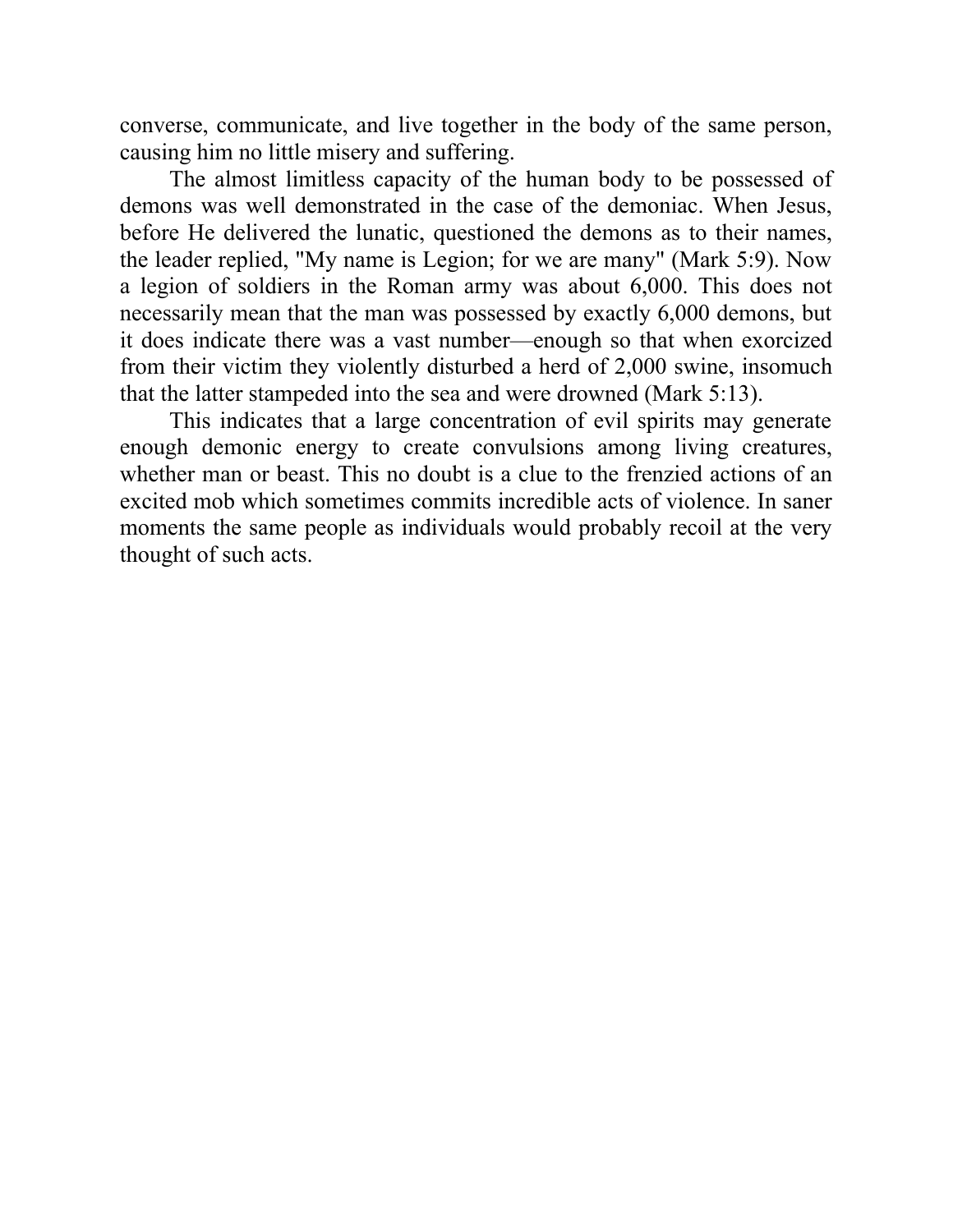converse, communicate, and live together in the body of the same person, causing him no little misery and suffering.

The almost limitless capacity of the human body to be possessed of demons was well demonstrated in the case of the demoniac. When Jesus, before He delivered the lunatic, questioned the demons as to their names, the leader replied, "My name is Legion; for we are many" (Mark 5:9). Now a legion of soldiers in the Roman army was about 6,000. This does not necessarily mean that the man was possessed by exactly 6,000 demons, but it does indicate there was a vast number—enough so that when exorcized from their victim they violently disturbed a herd of 2,000 swine, insomuch that the latter stampeded into the sea and were drowned (Mark 5:13).

This indicates that a large concentration of evil spirits may generate enough demonic energy to create convulsions among living creatures, whether man or beast. This no doubt is a clue to the frenzied actions of an excited mob which sometimes commits incredible acts of violence. In saner moments the same people as individuals would probably recoil at the very thought of such acts.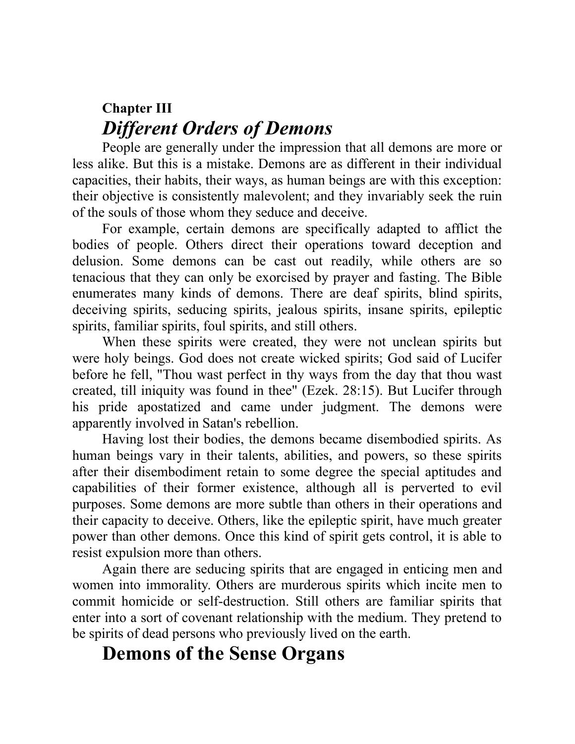**Chapter III**

## *Different Orders of Demons*

People are generally under the impression that all demons are more or less alike. But this is a mistake. Demons are as different in their individual capacities, their habits, their ways, as human beings are with this exception: their objective is consistently malevolent; and they invariably seek the ruin of the souls of those whom they seduce and deceive.

For example, certain demons are specifically adapted to afflict the bodies of people. Others direct their operations toward deception and delusion. Some demons can be cast out readily, while others are so tenacious that they can only be exorcised by prayer and fasting. The Bible enumerates many kinds of demons. There are deaf spirits, blind spirits, deceiving spirits, seducing spirits, jealous spirits, insane spirits, epileptic spirits, familiar spirits, foul spirits, and still others.

When these spirits were created, they were not unclean spirits but were holy beings. God does not create wicked spirits; God said of Lucifer before he fell, "Thou wast perfect in thy ways from the day that thou wast created, till iniquity was found in thee" (Ezek. 28:15). But Lucifer through his pride apostatized and came under judgment. The demons were apparently involved in Satan's rebellion.

Having lost their bodies, the demons became disembodied spirits. As human beings vary in their talents, abilities, and powers, so these spirits after their disembodiment retain to some degree the special aptitudes and capabilities of their former existence, although all is perverted to evil purposes. Some demons are more subtle than others in their operations and their capacity to deceive. Others, like the epileptic spirit, have much greater power than other demons. Once this kind of spirit gets control, it is able to resist expulsion more than others.

Again there are seducing spirits that are engaged in enticing men and women into immorality. Others are murderous spirits which incite men to commit homicide or self-destruction. Still others are familiar spirits that enter into a sort of covenant relationship with the medium. They pretend to be spirits of dead persons who previously lived on the earth.

## Demons of the Sense Organs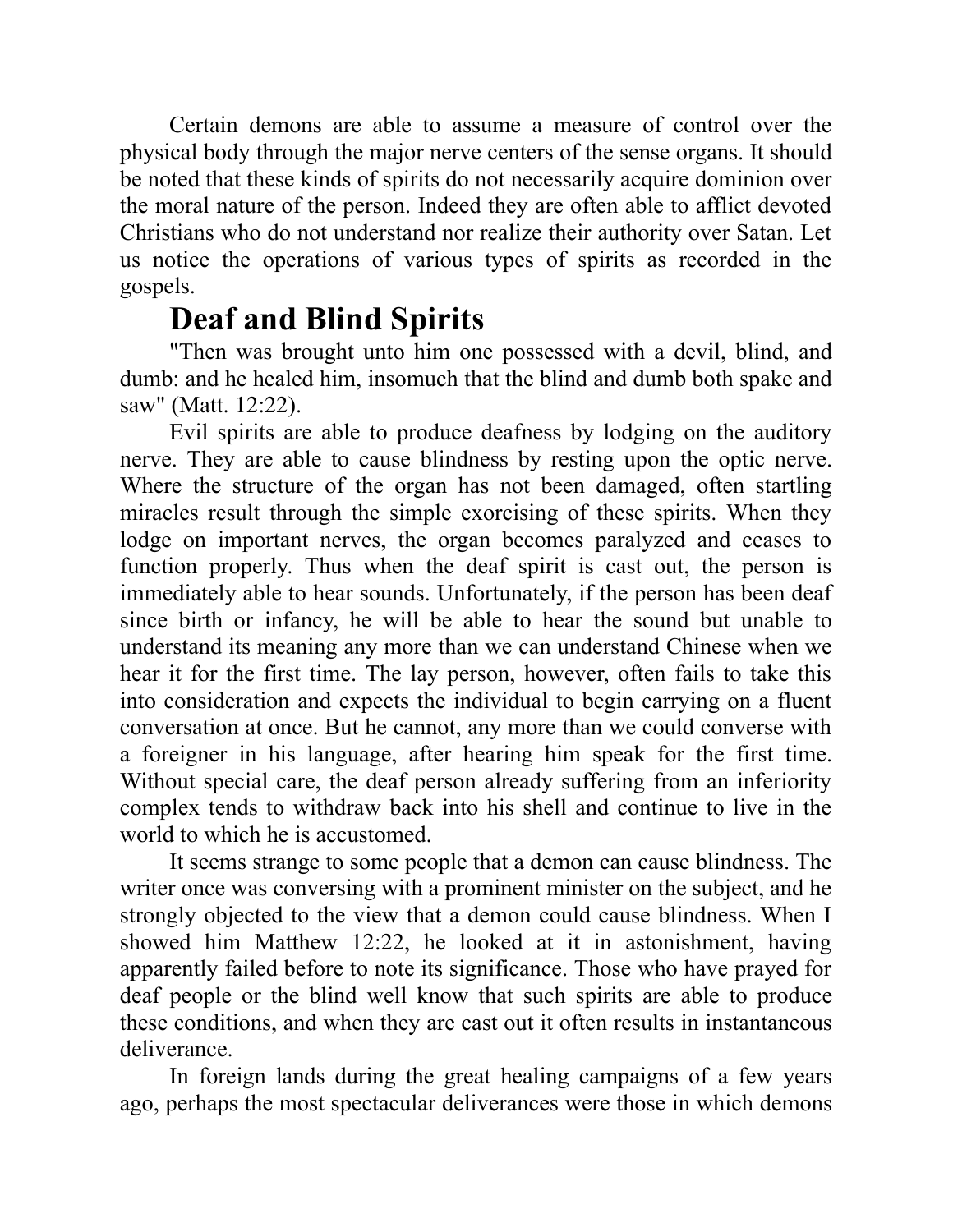Certain demons are able to assume a measure of control over the physical body through the major nerve centers of the sense organs. It should be noted that these kinds of spirits do not necessarily acquire dominion over the moral nature of the person. Indeed they are often able to afflict devoted Christians who do not understand nor realize their authority over Satan. Let us notice the operations of various types of spirits as recorded in the gospels.

## Deaf and Blind Spirits

"Then was brought unto him one possessed with a devil, blind, and dumb: and he healed him, insomuch that the blind and dumb both spake and saw" (Matt. 12:22).

Evil spirits are able to produce deafness by lodging on the auditory nerve. They are able to cause blindness by resting upon the optic nerve. Where the structure of the organ has not been damaged, often startling miracles result through the simple exorcising of these spirits. When they lodge on important nerves, the organ becomes paralyzed and ceases to function properly. Thus when the deaf spirit is cast out, the person is immediately able to hear sounds. Unfortunately, if the person has been deaf since birth or infancy, he will be able to hear the sound but unable to understand its meaning any more than we can understand Chinese when we hear it for the first time. The lay person, however, often fails to take this into consideration and expects the individual to begin carrying on a fluent conversation at once. But he cannot, any more than we could converse with a foreigner in his language, after hearing him speak for the first time. Without special care, the deaf person already suffering from an inferiority complex tends to withdraw back into his shell and continue to live in the world to which he is accustomed.

It seems strange to some people that a demon can cause blindness. The writer once was conversing with a prominent minister on the subject, and he strongly objected to the view that a demon could cause blindness. When I showed him Matthew 12:22, he looked at it in astonishment, having apparently failed before to note its significance. Those who have prayed for deaf people or the blind well know that such spirits are able to produce these conditions, and when they are cast out it often results in instantaneous deliverance.

In foreign lands during the great healing campaigns of a few years ago, perhaps the most spectacular deliverances were those in which demons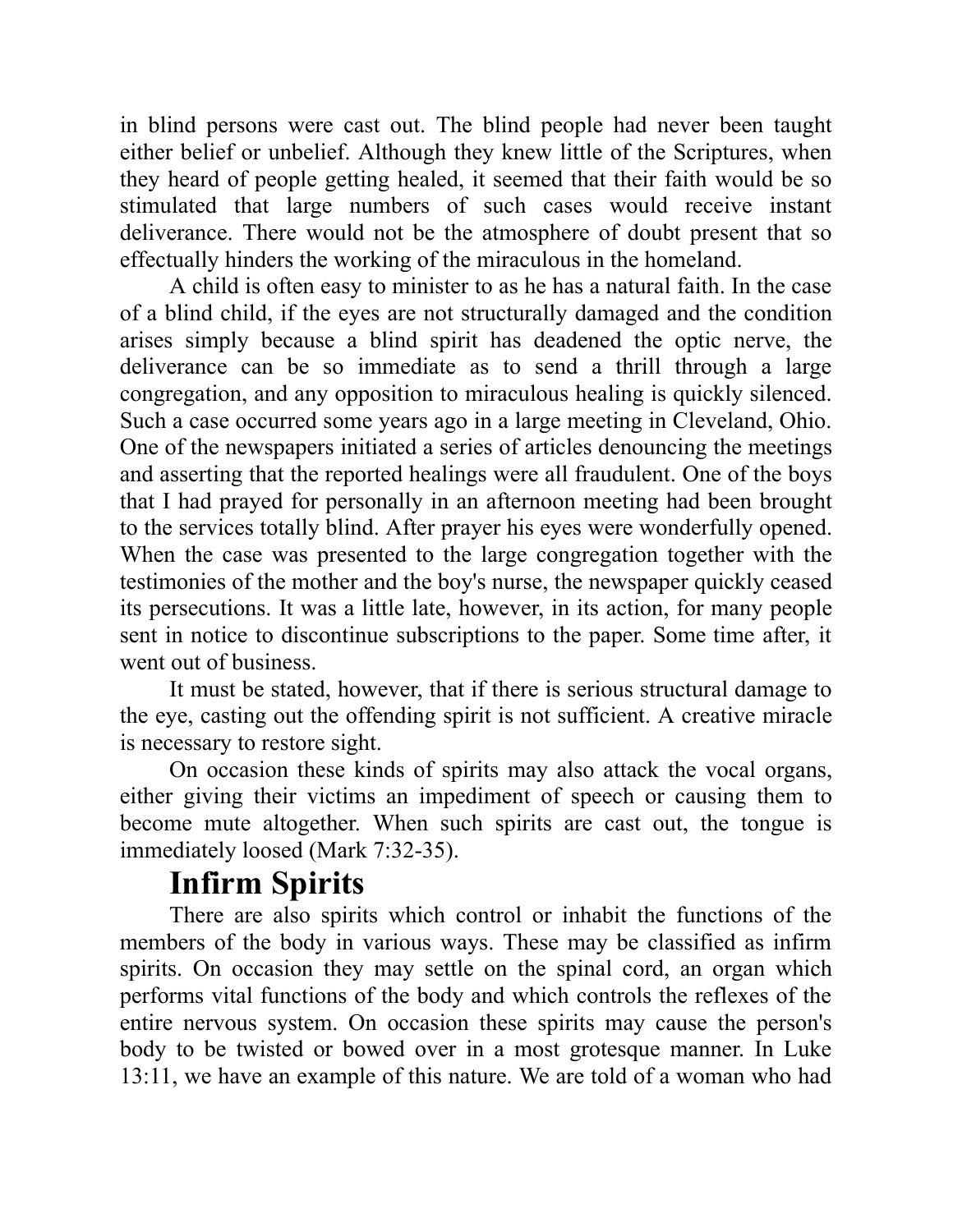in blind persons were cast out. The blind people had never been taught either belief or unbelief. Although they knew little of the Scriptures, when they heard of people getting healed, it seemed that their faith would be so stimulated that large numbers of such cases would receive instant deliverance. There would not be the atmosphere of doubt present that so effectually hinders the working of the miraculous in the homeland.

A child is often easy to minister to as he has a natural faith. In the case of a blind child, if the eyes are not structurally damaged and the condition arises simply because a blind spirit has deadened the optic nerve, the deliverance can be so immediate as to send a thrill through a large congregation, and any opposition to miraculous healing is quickly silenced. Such a case occurred some years ago in a large meeting in Cleveland, Ohio. One of the newspapers initiated a series of articles denouncing the meetings and asserting that the reported healings were all fraudulent. One of the boys that I had prayed for personally in an afternoon meeting had been brought to the services totally blind. After prayer his eyes were wonderfully opened. When the case was presented to the large congregation together with the testimonies of the mother and the boy's nurse, the newspaper quickly ceased its persecutions. It was a little late, however, in its action, for many people sent in notice to discontinue subscriptions to the paper. Some time after, it went out of business.

It must be stated, however, that if there is serious structural damage to the eye, casting out the offending spirit is not sufficient. A creative miracle is necessary to restore sight.

On occasion these kinds of spirits may also attack the vocal organs, either giving their victims an impediment of speech or causing them to become mute altogether. When such spirits are cast out, the tongue is immediately loosed (Mark 7:32-35).

## Infirm Spirits

There are also spirits which control or inhabit the functions of the members of the body in various ways. These may be classified as infirm spirits. On occasion they may settle on the spinal cord, an organ which performs vital functions of the body and which controls the reflexes of the entire nervous system. On occasion these spirits may cause the person's body to be twisted or bowed over in a most grotesque manner. In Luke 13:11, we have an example of this nature. We are told of a woman who had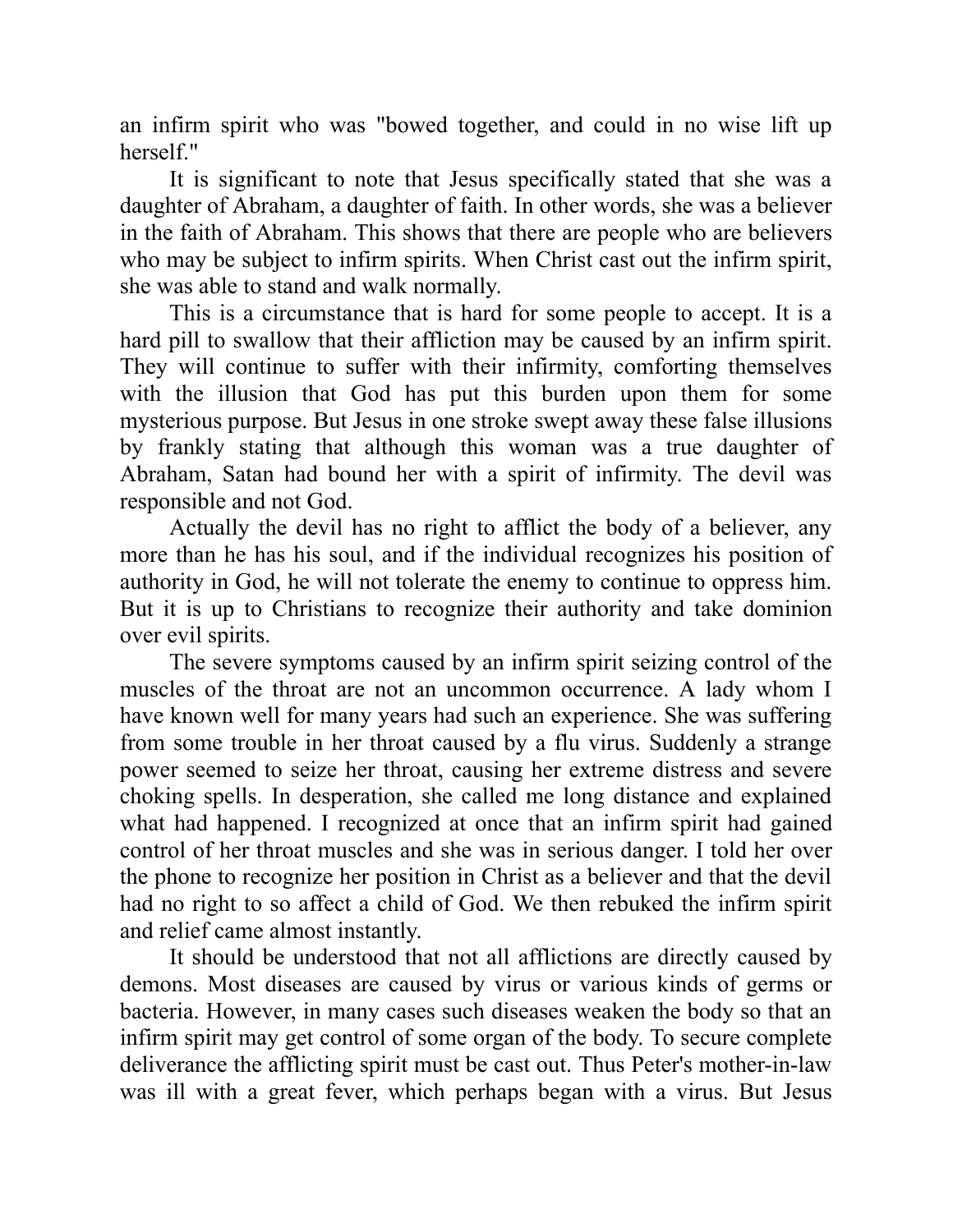an infirm spirit who was "bowed together, and could in no wise lift up herself."

It is significant to note that Jesus specifically stated that she was a daughter of Abraham, a daughter of faith. In other words, she was a believer in the faith of Abraham. This shows that there are people who are believers who may be subject to infirm spirits. When Christ cast out the infirm spirit, she was able to stand and walk normally.

This is a circumstance that is hard for some people to accept. It is a hard pill to swallow that their affliction may be caused by an infirm spirit. They will continue to suffer with their infirmity, comforting themselves with the illusion that God has put this burden upon them for some mysterious purpose. But Jesus in one stroke swept away these false illusions by frankly stating that although this woman was a true daughter of Abraham, Satan had bound her with a spirit of infirmity. The devil was responsible and not God.

Actually the devil has no right to afflict the body of a believer, any more than he has his soul, and if the individual recognizes his position of authority in God, he will not tolerate the enemy to continue to oppress him. But it is up to Christians to recognize their authority and take dominion over evil spirits.

The severe symptoms caused by an infirm spirit seizing control of the muscles of the throat are not an uncommon occurrence. A lady whom I have known well for many years had such an experience. She was suffering from some trouble in her throat caused by a flu virus. Suddenly a strange power seemed to seize her throat, causing her extreme distress and severe choking spells. In desperation, she called me long distance and explained what had happened. I recognized at once that an infirm spirit had gained control of her throat muscles and she was in serious danger. I told her over the phone to recognize her position in Christ as a believer and that the devil had no right to so affect a child of God. We then rebuked the infirm spirit and relief came almost instantly.

It should be understood that not all afflictions are directly caused by demons. Most diseases are caused by virus or various kinds of germs or bacteria. However, in many cases such diseases weaken the body so that an infirm spirit may get control of some organ of the body. To secure complete deliverance the afflicting spirit must be cast out. Thus Peter's mother-in-law was ill with a great fever, which perhaps began with a virus. But Jesus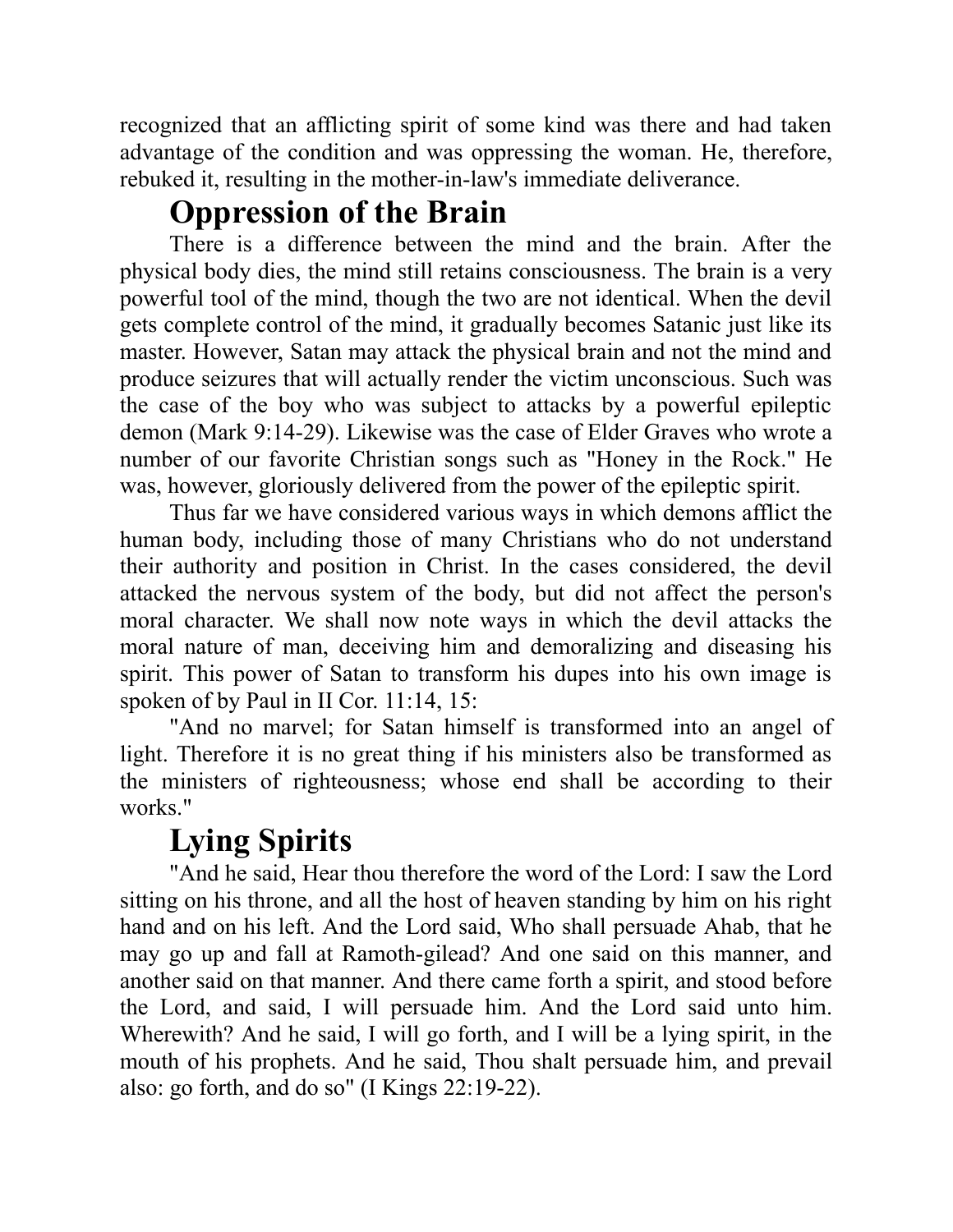recognized that an afflicting spirit of some kind was there and had taken advantage of the condition and was oppressing the woman. He, therefore, rebuked it, resulting in the mother-in-law's immediate deliverance.

## Oppression of the Brain

There is a difference between the mind and the brain. After the physical body dies, the mind still retains consciousness. The brain is a very powerful tool of the mind, though the two are not identical. When the devil gets complete control of the mind, it gradually becomes Satanic just like its master. However, Satan may attack the physical brain and not the mind and produce seizures that will actually render the victim unconscious. Such was the case of the boy who was subject to attacks by a powerful epileptic demon (Mark 9:14-29). Likewise was the case of Elder Graves who wrote a number of our favorite Christian songs such as "Honey in the Rock." He was, however, gloriously delivered from the power of the epileptic spirit.

Thus far we have considered various ways in which demons afflict the human body, including those of many Christians who do not understand their authority and position in Christ. In the cases considered, the devil attacked the nervous system of the body, but did not affect the person's moral character. We shall now note ways in which the devil attacks the moral nature of man, deceiving him and demoralizing and diseasing his spirit. This power of Satan to transform his dupes into his own image is spoken of by Paul in II Cor. 11:14, 15:

"And no marvel; for Satan himself is transformed into an angel of light. Therefore it is no great thing if his ministers also be transformed as the ministers of righteousness; whose end shall be according to their works."

## Lying Spirits

"And he said, Hear thou therefore the word of the Lord: I saw the Lord sitting on his throne, and all the host of heaven standing by him on his right hand and on his left. And the Lord said, Who shall persuade Ahab, that he may go up and fall at Ramoth-gilead? And one said on this manner, and another said on that manner. And there came forth a spirit, and stood before the Lord, and said, I will persuade him. And the Lord said unto him. Wherewith? And he said, I will go forth, and I will be a lying spirit, in the mouth of his prophets. And he said, Thou shalt persuade him, and prevail also: go forth, and do so" (I Kings 22:19-22).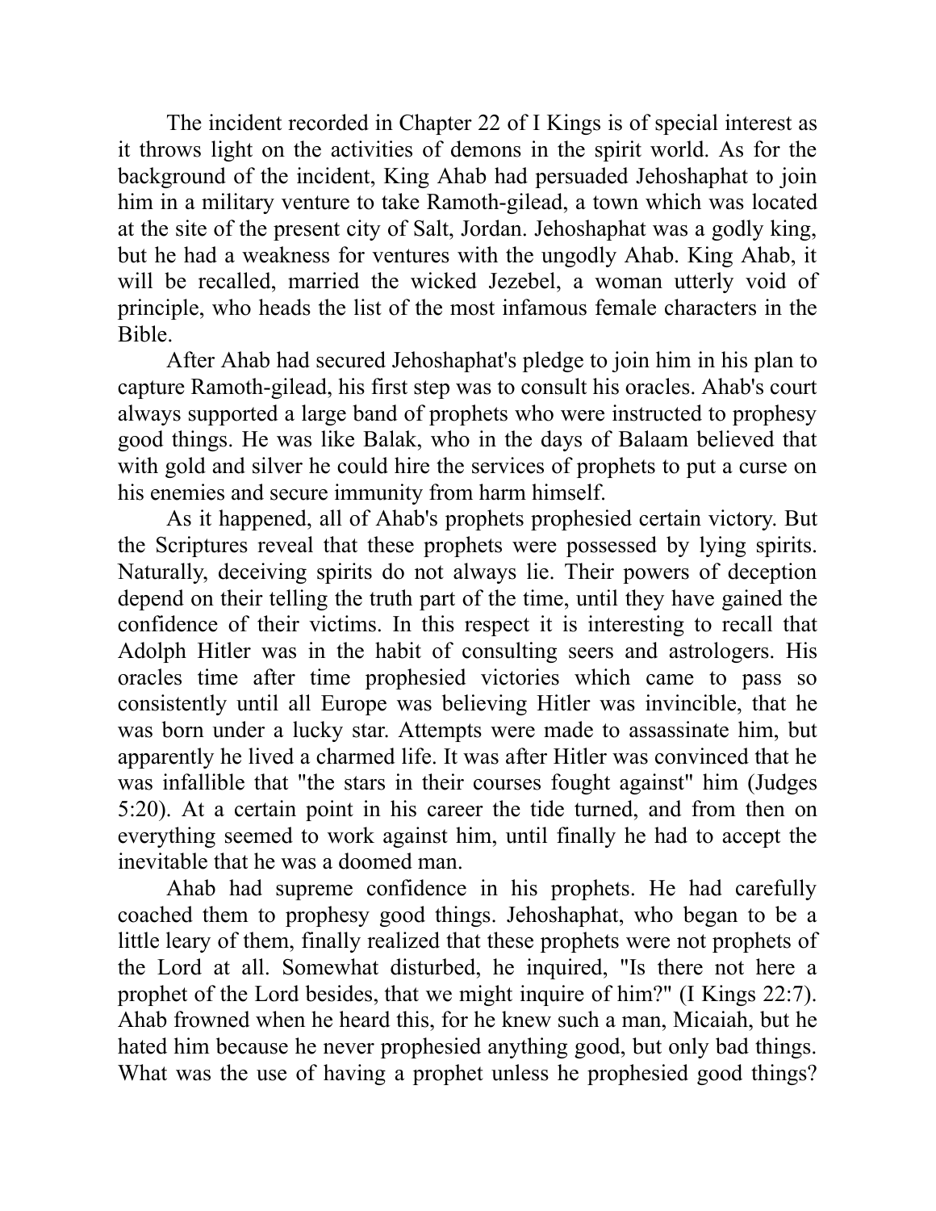The incident recorded in Chapter 22 of I Kings is of special interest as it throws light on the activities of demons in the spirit world. As for the background of the incident, King Ahab had persuaded Jehoshaphat to join him in a military venture to take Ramoth-gilead, a town which was located at the site of the present city of Salt, Jordan. Jehoshaphat was a godly king, but he had a weakness for ventures with the ungodly Ahab. King Ahab, it will be recalled, married the wicked Jezebel, a woman utterly void of principle, who heads the list of the most infamous female characters in the Bible.

After Ahab had secured Jehoshaphat's pledge to join him in his plan to capture Ramoth-gilead, his first step was to consult his oracles. Ahab's court always supported a large band of prophets who were instructed to prophesy good things. He was like Balak, who in the days of Balaam believed that with gold and silver he could hire the services of prophets to put a curse on his enemies and secure immunity from harm himself.

As it happened, all of Ahab's prophets prophesied certain victory. But the Scriptures reveal that these prophets were possessed by lying spirits. Naturally, deceiving spirits do not always lie. Their powers of deception depend on their telling the truth part of the time, until they have gained the confidence of their victims. In this respect it is interesting to recall that Adolph Hitler was in the habit of consulting seers and astrologers. His oracles time after time prophesied victories which came to pass so consistently until all Europe was believing Hitler was invincible, that he was born under a lucky star. Attempts were made to assassinate him, but apparently he lived a charmed life. It was after Hitler was convinced that he was infallible that "the stars in their courses fought against" him (Judges 5:20). At a certain point in his career the tide turned, and from then on everything seemed to work against him, until finally he had to accept the inevitable that he was a doomed man.

Ahab had supreme confidence in his prophets. He had carefully coached them to prophesy good things. Jehoshaphat, who began to be a little leary of them, finally realized that these prophets were not prophets of the Lord at all. Somewhat disturbed, he inquired, "Is there not here a prophet of the Lord besides, that we might inquire of him?" (I Kings 22:7). Ahab frowned when he heard this, for he knew such a man, Micaiah, but he hated him because he never prophesied anything good, but only bad things. What was the use of having a prophet unless he prophesied good things?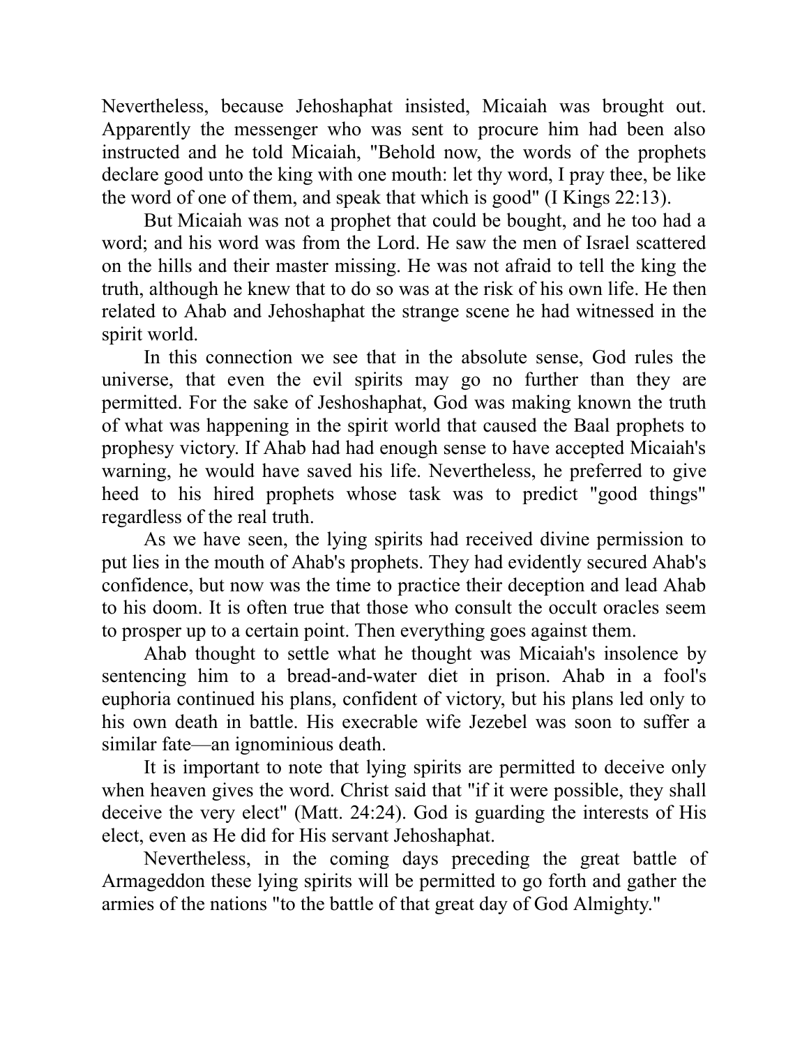Nevertheless, because Jehoshaphat insisted, Micaiah was brought out. Apparently the messenger who was sent to procure him had been also instructed and he told Micaiah, "Behold now, the words of the prophets declare good unto the king with one mouth: let thy word, I pray thee, be like the word of one of them, and speak that which is good" (I Kings 22:13).

But Micaiah was not a prophet that could be bought, and he too had a word; and his word was from the Lord. He saw the men of Israel scattered on the hills and their master missing. He was not afraid to tell the king the truth, although he knew that to do so was at the risk of his own life. He then related to Ahab and Jehoshaphat the strange scene he had witnessed in the spirit world.

In this connection we see that in the absolute sense, God rules the universe, that even the evil spirits may go no further than they are permitted. For the sake of Jeshoshaphat, God was making known the truth of what was happening in the spirit world that caused the Baal prophets to prophesy victory. If Ahab had had enough sense to have accepted Micaiah's warning, he would have saved his life. Nevertheless, he preferred to give heed to his hired prophets whose task was to predict "good things" regardless of the real truth.

As we have seen, the lying spirits had received divine permission to put lies in the mouth of Ahab's prophets. They had evidently secured Ahab's confidence, but now was the time to practice their deception and lead Ahab to his doom. It is often true that those who consult the occult oracles seem to prosper up to a certain point. Then everything goes against them.

Ahab thought to settle what he thought was Micaiah's insolence by sentencing him to a bread-and-water diet in prison. Ahab in a fool's euphoria continued his plans, confident of victory, but his plans led only to his own death in battle. His execrable wife Jezebel was soon to suffer a similar fate—an ignominious death.

It is important to note that lying spirits are permitted to deceive only when heaven gives the word. Christ said that "if it were possible, they shall deceive the very elect" (Matt. 24:24). God is guarding the interests of His elect, even as He did for His servant Jehoshaphat.

Nevertheless, in the coming days preceding the great battle of Armageddon these lying spirits will be permitted to go forth and gather the armies of the nations "to the battle of that great day of God Almighty."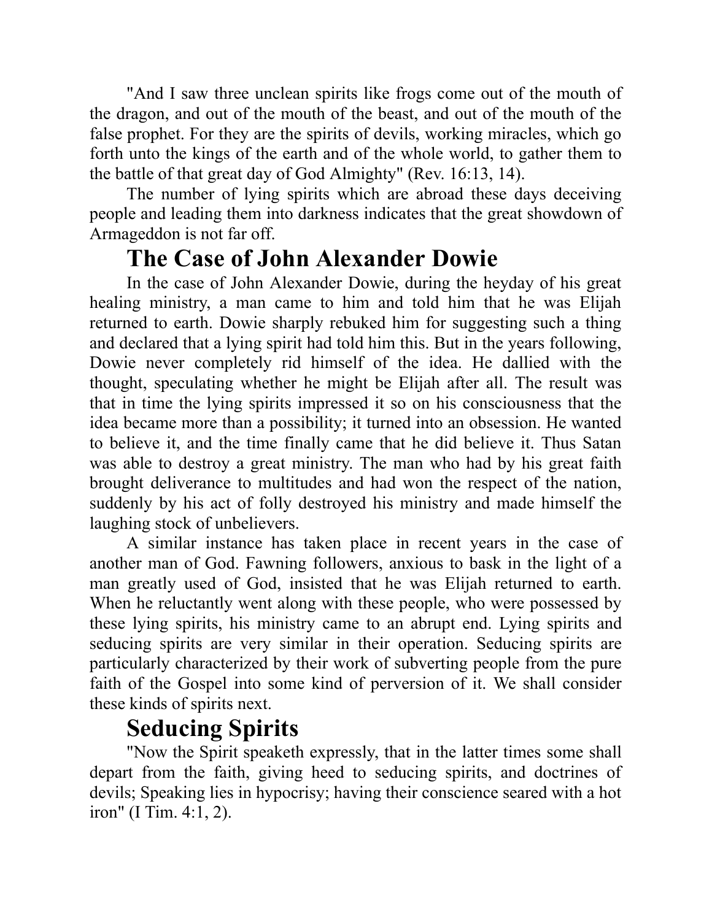"And I saw three unclean spirits like frogs come out of the mouth of the dragon, and out of the mouth of the beast, and out of the mouth of the false prophet. For they are the spirits of devils, working miracles, which go forth unto the kings of the earth and of the whole world, to gather them to the battle of that great day of God Almighty" (Rev. 16:13, 14).

The number of lying spirits which are abroad these days deceiving people and leading them into darkness indicates that the great showdown of Armageddon is not far off.

## The Case of John Alexander Dowie

In the case of John Alexander Dowie, during the heyday of his great healing ministry, a man came to him and told him that he was Elijah returned to earth. Dowie sharply rebuked him for suggesting such a thing and declared that a lying spirit had told him this. But in the years following, Dowie never completely rid himself of the idea. He dallied with the thought, speculating whether he might be Elijah after all. The result was that in time the lying spirits impressed it so on his consciousness that the idea became more than a possibility; it turned into an obsession. He wanted to believe it, and the time finally came that he did believe it. Thus Satan was able to destroy a great ministry. The man who had by his great faith brought deliverance to multitudes and had won the respect of the nation, suddenly by his act of folly destroyed his ministry and made himself the laughing stock of unbelievers.

A similar instance has taken place in recent years in the case of another man of God. Fawning followers, anxious to bask in the light of a man greatly used of God, insisted that he was Elijah returned to earth. When he reluctantly went along with these people, who were possessed by these lying spirits, his ministry came to an abrupt end. Lying spirits and seducing spirits are very similar in their operation. Seducing spirits are particularly characterized by their work of subverting people from the pure faith of the Gospel into some kind of perversion of it. We shall consider these kinds of spirits next.

## Seducing Spirits

"Now the Spirit speaketh expressly, that in the latter times some shall depart from the faith, giving heed to seducing spirits, and doctrines of devils; Speaking lies in hypocrisy; having their conscience seared with a hot iron" (I Tim. 4:1, 2).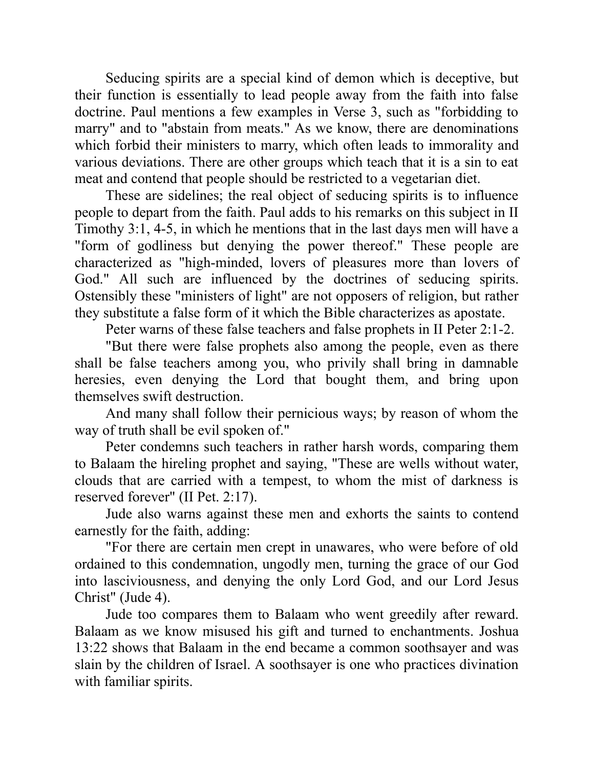Seducing spirits are a special kind of demon which is deceptive, but their function is essentially to lead people away from the faith into false doctrine. Paul mentions a few examples in Verse 3, such as "forbidding to marry" and to "abstain from meats." As we know, there are denominations which forbid their ministers to marry, which often leads to immorality and various deviations. There are other groups which teach that it is a sin to eat meat and contend that people should be restricted to a vegetarian diet.

These are sidelines; the real object of seducing spirits is to influence people to depart from the faith. Paul adds to his remarks on this subject in II Timothy 3:1, 4-5, in which he mentions that in the last days men will have a "form of godliness but denying the power thereof." These people are characterized as "high-minded, lovers of pleasures more than lovers of God." All such are influenced by the doctrines of seducing spirits. Ostensibly these "ministers of light" are not opposers of religion, but rather they substitute a false form of it which the Bible characterizes as apostate.

Peter warns of these false teachers and false prophets in II Peter 2:1-2.

"But there were false prophets also among the people, even as there shall be false teachers among you, who privily shall bring in damnable heresies, even denying the Lord that bought them, and bring upon themselves swift destruction.

And many shall follow their pernicious ways; by reason of whom the way of truth shall be evil spoken of."

Peter condemns such teachers in rather harsh words, comparing them to Balaam the hireling prophet and saying, "These are wells without water, clouds that are carried with a tempest, to whom the mist of darkness is reserved forever" (II Pet. 2:17).

Jude also warns against these men and exhorts the saints to contend earnestly for the faith, adding:

"For there are certain men crept in unawares, who were before of old ordained to this condemnation, ungodly men, turning the grace of our God into lasciviousness, and denying the only Lord God, and our Lord Jesus Christ" (Jude 4).

Jude too compares them to Balaam who went greedily after reward. Balaam as we know misused his gift and turned to enchantments. Joshua 13:22 shows that Balaam in the end became a common soothsayer and was slain by the children of Israel. A soothsayer is one who practices divination with familiar spirits.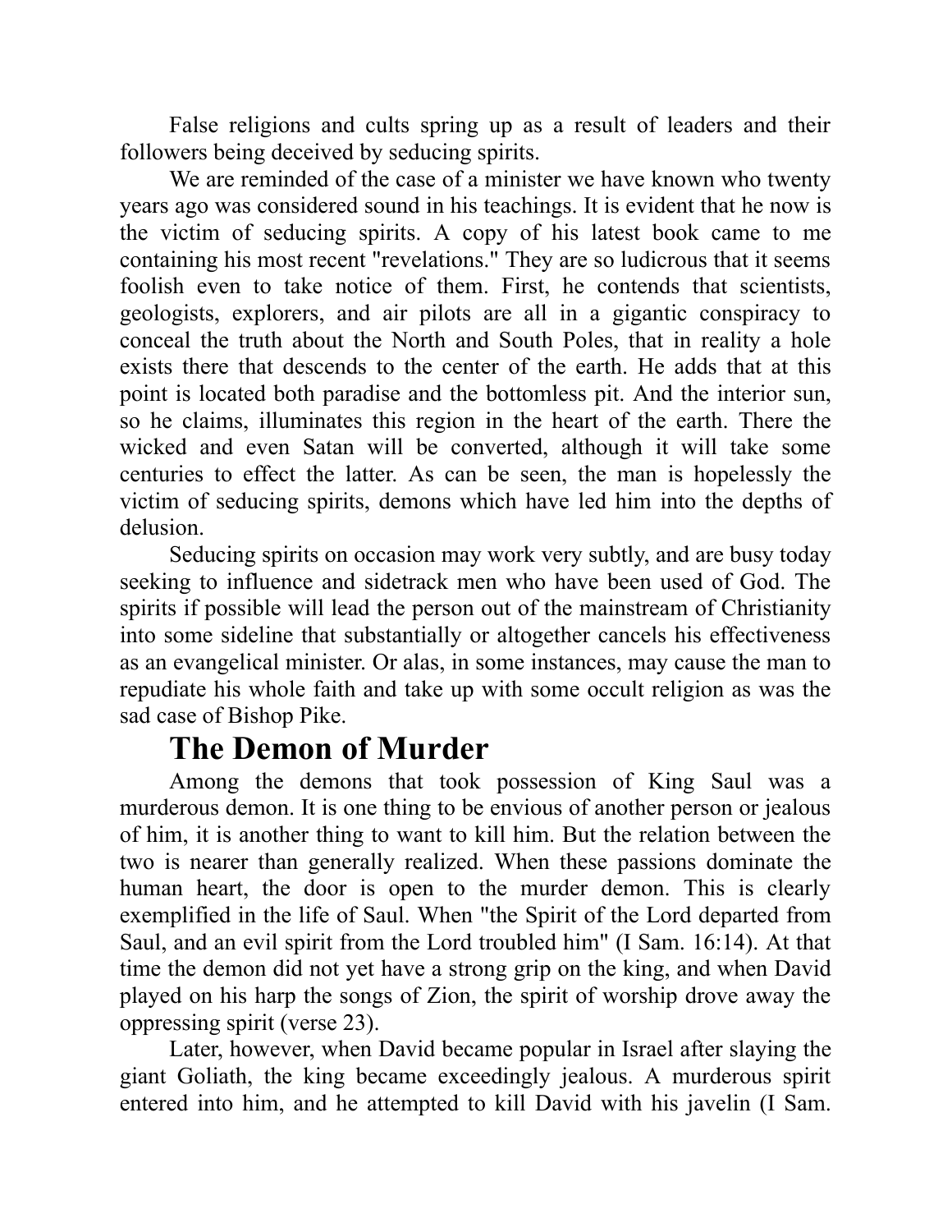False religions and cults spring up as a result of leaders and their followers being deceived by seducing spirits.

We are reminded of the case of a minister we have known who twenty years ago was considered sound in his teachings. It is evident that he now is the victim of seducing spirits. A copy of his latest book came to me containing his most recent "revelations." They are so ludicrous that it seems foolish even to take notice of them. First, he contends that scientists, geologists, explorers, and air pilots are all in a gigantic conspiracy to conceal the truth about the North and South Poles, that in reality a hole exists there that descends to the center of the earth. He adds that at this point is located both paradise and the bottomless pit. And the interior sun, so he claims, illuminates this region in the heart of the earth. There the wicked and even Satan will be converted, although it will take some centuries to effect the latter. As can be seen, the man is hopelessly the victim of seducing spirits, demons which have led him into the depths of delusion.

Seducing spirits on occasion may work very subtly, and are busy today seeking to influence and sidetrack men who have been used of God. The spirits if possible will lead the person out of the mainstream of Christianity into some sideline that substantially or altogether cancels his effectiveness as an evangelical minister. Or alas, in some instances, may cause the man to repudiate his whole faith and take up with some occult religion as was the sad case of Bishop Pike.

## The Demon of Murder

Among the demons that took possession of King Saul was a murderous demon. It is one thing to be envious of another person or jealous of him, it is another thing to want to kill him. But the relation between the two is nearer than generally realized. When these passions dominate the human heart, the door is open to the murder demon. This is clearly exemplified in the life of Saul. When "the Spirit of the Lord departed from Saul, and an evil spirit from the Lord troubled him" (I Sam. 16:14). At that time the demon did not yet have a strong grip on the king, and when David played on his harp the songs of Zion, the spirit of worship drove away the oppressing spirit (verse 23).

Later, however, when David became popular in Israel after slaying the giant Goliath, the king became exceedingly jealous. A murderous spirit entered into him, and he attempted to kill David with his javelin (I Sam.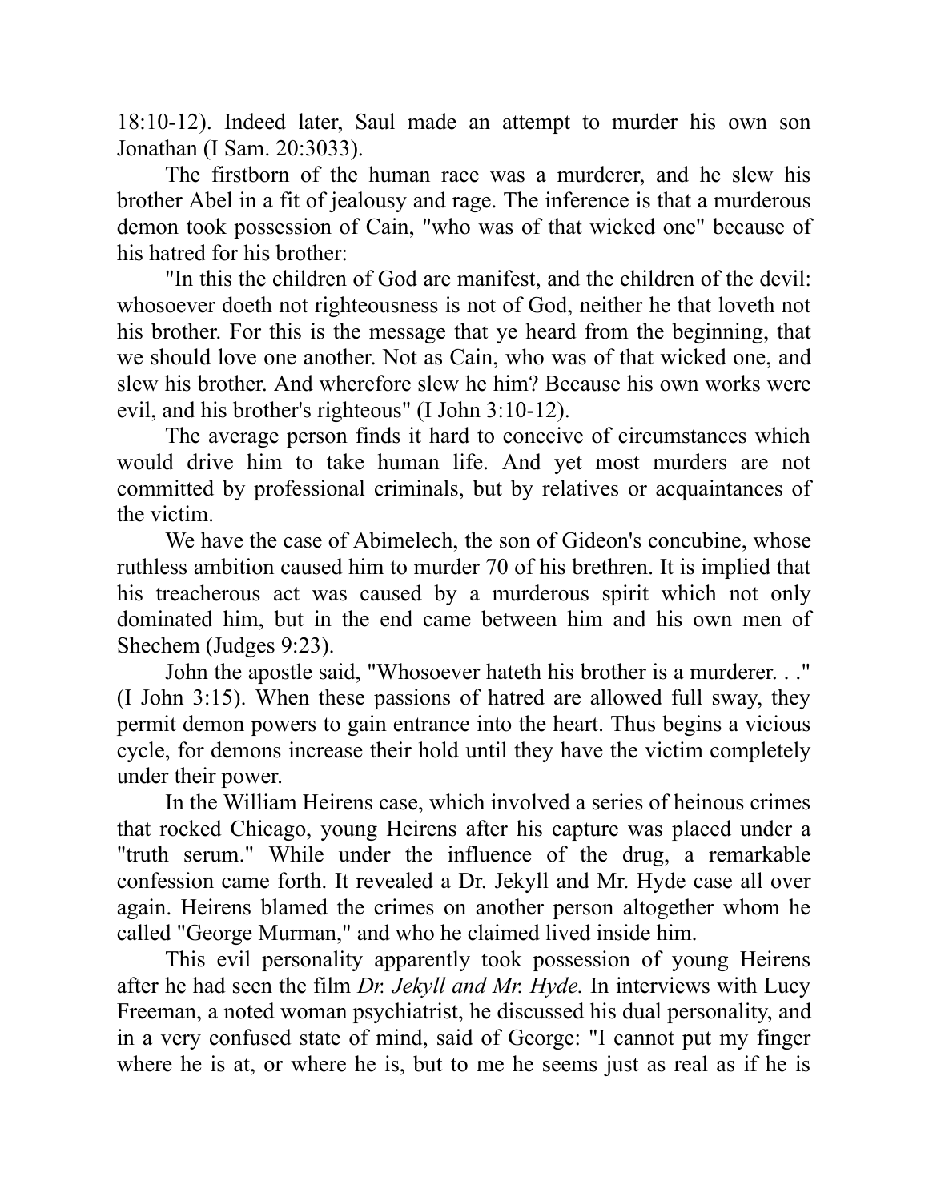18:10-12). Indeed later, Saul made an attempt to murder his own son Jonathan (I Sam. 20:3033).

The firstborn of the human race was a murderer, and he slew his brother Abel in a fit of jealousy and rage. The inference is that a murderous demon took possession of Cain, "who was of that wicked one" because of his hatred for his brother:

"In this the children of God are manifest, and the children of the devil: whosoever doeth not righteousness is not of God, neither he that loveth not his brother. For this is the message that ye heard from the beginning, that we should love one another. Not as Cain, who was of that wicked one, and slew his brother. And wherefore slew he him? Because his own works were evil, and his brother's righteous" (I John 3:10-12).

The average person finds it hard to conceive of circumstances which would drive him to take human life. And yet most murders are not committed by professional criminals, but by relatives or acquaintances of the victim.

We have the case of Abimelech, the son of Gideon's concubine, whose ruthless ambition caused him to murder 70 of his brethren. It is implied that his treacherous act was caused by a murderous spirit which not only dominated him, but in the end came between him and his own men of Shechem (Judges 9:23).

John the apostle said, "Whosoever hateth his brother is a murderer. . ." (I John 3:15). When these passions of hatred are allowed full sway, they permit demon powers to gain entrance into the heart. Thus begins a vicious cycle, for demons increase their hold until they have the victim completely under their power.

In the William Heirens case, which involved a series of heinous crimes that rocked Chicago, young Heirens after his capture was placed under a "truth serum." While under the influence of the drug, a remarkable confession came forth. It revealed a Dr. Jekyll and Mr. Hyde case all over again. Heirens blamed the crimes on another person altogether whom he called "George Murman," and who he claimed lived inside him.

This evil personality apparently took possession of young Heirens after he had seen the film *Dr. Jekyll and Mr. Hyde.* In interviews with Lucy Freeman, a noted woman psychiatrist, he discussed his dual personality, and in a very confused state of mind, said of George: "I cannot put my finger where he is at, or where he is, but to me he seems just as real as if he is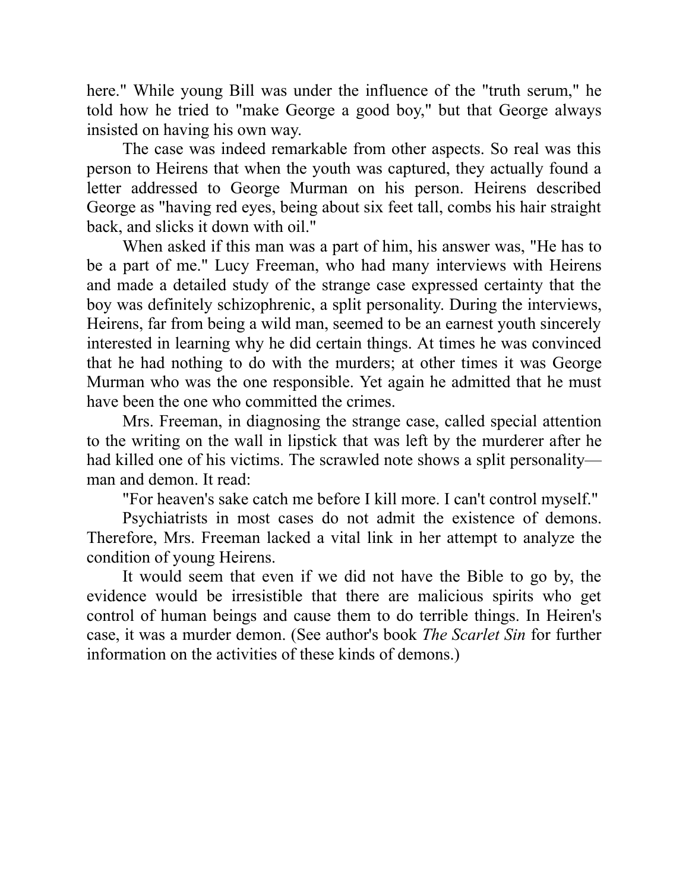here." While young Bill was under the influence of the "truth serum," he told how he tried to "make George a good boy," but that George always insisted on having his own way.

The case was indeed remarkable from other aspects. So real was this person to Heirens that when the youth was captured, they actually found a letter addressed to George Murman on his person. Heirens described George as "having red eyes, being about six feet tall, combs his hair straight back, and slicks it down with oil."

When asked if this man was a part of him, his answer was, "He has to be a part of me." Lucy Freeman, who had many interviews with Heirens and made a detailed study of the strange case expressed certainty that the boy was definitely schizophrenic, a split personality. During the interviews, Heirens, far from being a wild man, seemed to be an earnest youth sincerely interested in learning why he did certain things. At times he was convinced that he had nothing to do with the murders; at other times it was George Murman who was the one responsible. Yet again he admitted that he must have been the one who committed the crimes.

Mrs. Freeman, in diagnosing the strange case, called special attention to the writing on the wall in lipstick that was left by the murderer after he had killed one of his victims. The scrawled note shows a split personality—man and demon. It read:

"For heaven's sake catch me before I kill more. I can't control myself."

Psychiatrists in most cases do not admit the existence of demons. Therefore, Mrs. Freeman lacked a vital link in her attempt to analyze the condition of young Heirens.

It would seem that even if we did not have the Bible to go by, the evidence would be irresistible that there are malicious spirits who get control of human beings and cause them to do terrible things. In Heiren's case, it was a murder demon. (See author's book *The Scarlet Sin* for further information on the activities of these kinds of demons.)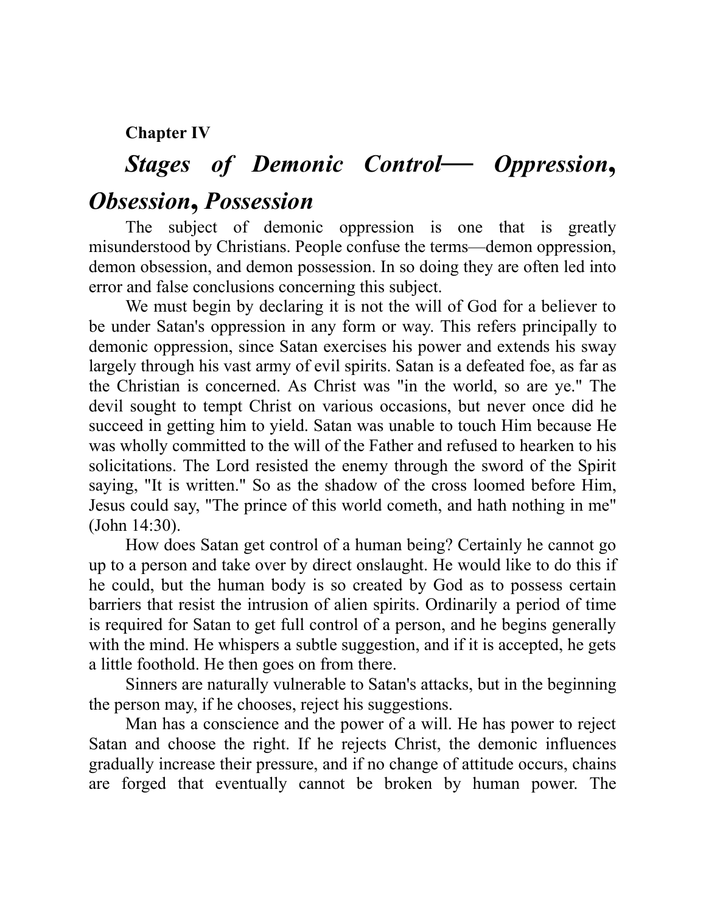**Chapter IV**

## *Stages of Demonic Control— Oppression, Obsession, Possession*

The subject of demonic oppression is one that is greatly misunderstood by Christians. People confuse the terms—demon oppression, demon obsession, and demon possession. In so doing they are often led into error and false conclusions concerning this subject.

We must begin by declaring it is not the will of God for a believer to be under Satan's oppression in any form or way. This refers principally to demonic oppression, since Satan exercises his power and extends his sway largely through his vast army of evil spirits. Satan is a defeated foe, as far as the Christian is concerned. As Christ was "in the world, so are ye." The devil sought to tempt Christ on various occasions, but never once did he succeed in getting him to yield. Satan was unable to touch Him because He was wholly committed to the will of the Father and refused to hearken to his solicitations. The Lord resisted the enemy through the sword of the Spirit saying, "It is written." So as the shadow of the cross loomed before Him, Jesus could say, "The prince of this world cometh, and hath nothing in me" (John 14:30).

How does Satan get control of a human being? Certainly he cannot go up to a person and take over by direct onslaught. He would like to do this if he could, but the human body is so created by God as to possess certain barriers that resist the intrusion of alien spirits. Ordinarily a period of time is required for Satan to get full control of a person, and he begins generally with the mind. He whispers a subtle suggestion, and if it is accepted, he gets a little foothold. He then goes on from there.

Sinners are naturally vulnerable to Satan's attacks, but in the beginning the person may, if he chooses, reject his suggestions.

Man has a conscience and the power of a will. He has power to reject Satan and choose the right. If he rejects Christ, the demonic influences gradually increase their pressure, and if no change of attitude occurs, chains are forged that eventually cannot be broken by human power. The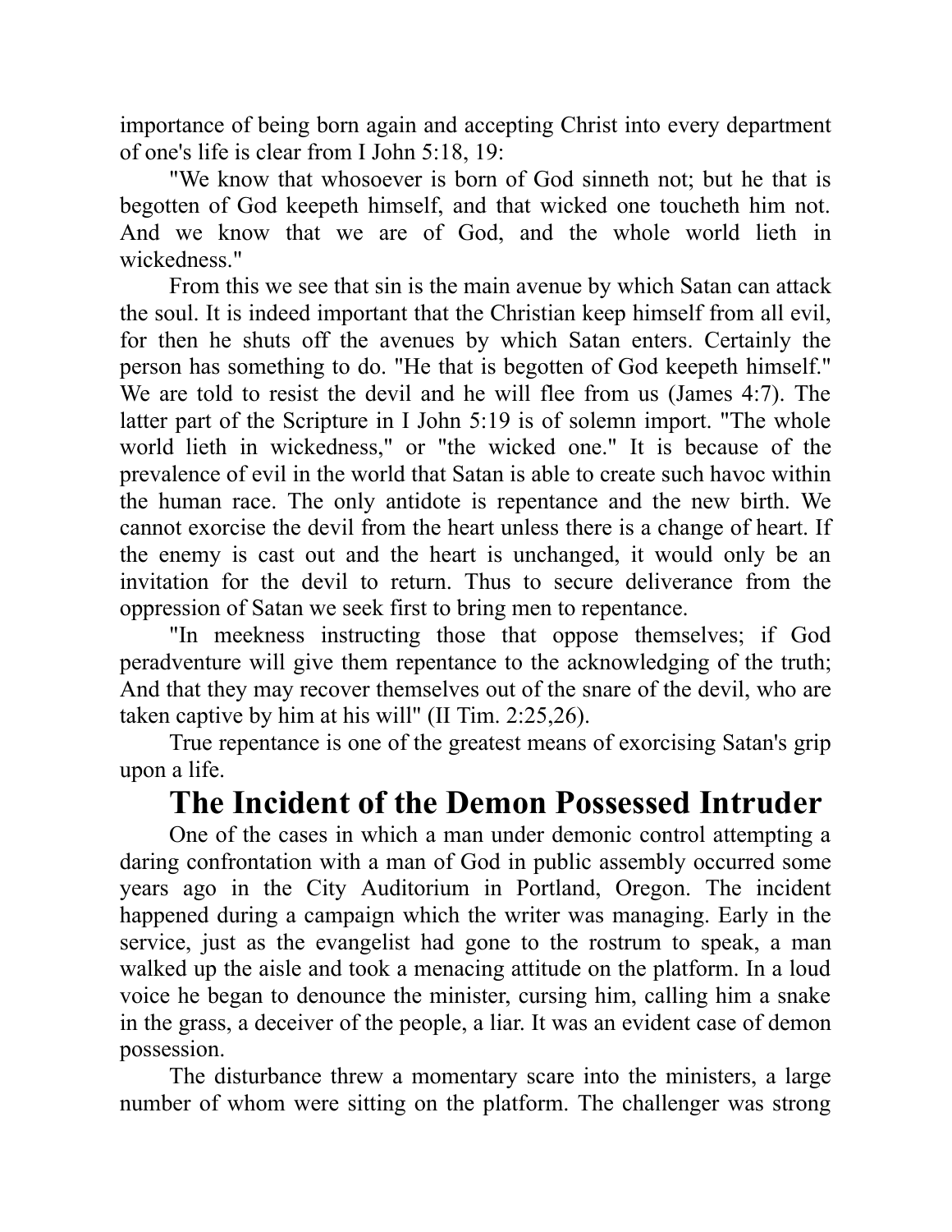importance of being born again and accepting Christ into every department of one's life is clear from I John 5:18, 19:

"We know that whosoever is born of God sinneth not; but he that is begotten of God keepeth himself, and that wicked one toucheth him not. And we know that we are of God, and the whole world lieth in wickedness."

From this we see that sin is the main avenue by which Satan can attack the soul. It is indeed important that the Christian keep himself from all evil, for then he shuts off the avenues by which Satan enters. Certainly the person has something to do. "He that is begotten of God keepeth himself." We are told to resist the devil and he will flee from us (James 4:7). The latter part of the Scripture in I John 5:19 is of solemn import. "The whole world lieth in wickedness," or "the wicked one." It is because of the prevalence of evil in the world that Satan is able to create such havoc within the human race. The only antidote is repentance and the new birth. We cannot exorcise the devil from the heart unless there is a change of heart. If the enemy is cast out and the heart is unchanged, it would only be an invitation for the devil to return. Thus to secure deliverance from the oppression of Satan we seek first to bring men to repentance.

"In meekness instructing those that oppose themselves; if God peradventure will give them repentance to the acknowledging of the truth; And that they may recover themselves out of the snare of the devil, who are taken captive by him at his will" (II Tim. 2:25,26).

True repentance is one of the greatest means of exorcising Satan's grip upon a life.

## The Incident of the Demon Possessed Intruder

One of the cases in which a man under demonic control attempting a daring confrontation with a man of God in public assembly occurred some years ago in the City Auditorium in Portland, Oregon. The incident happened during a campaign which the writer was managing. Early in the service, just as the evangelist had gone to the rostrum to speak, a man walked up the aisle and took a menacing attitude on the platform. In a loud voice he began to denounce the minister, cursing him, calling him a snake in the grass, a deceiver of the people, a liar. It was an evident case of demon possession.

The disturbance threw a momentary scare into the ministers, a large number of whom were sitting on the platform. The challenger was strong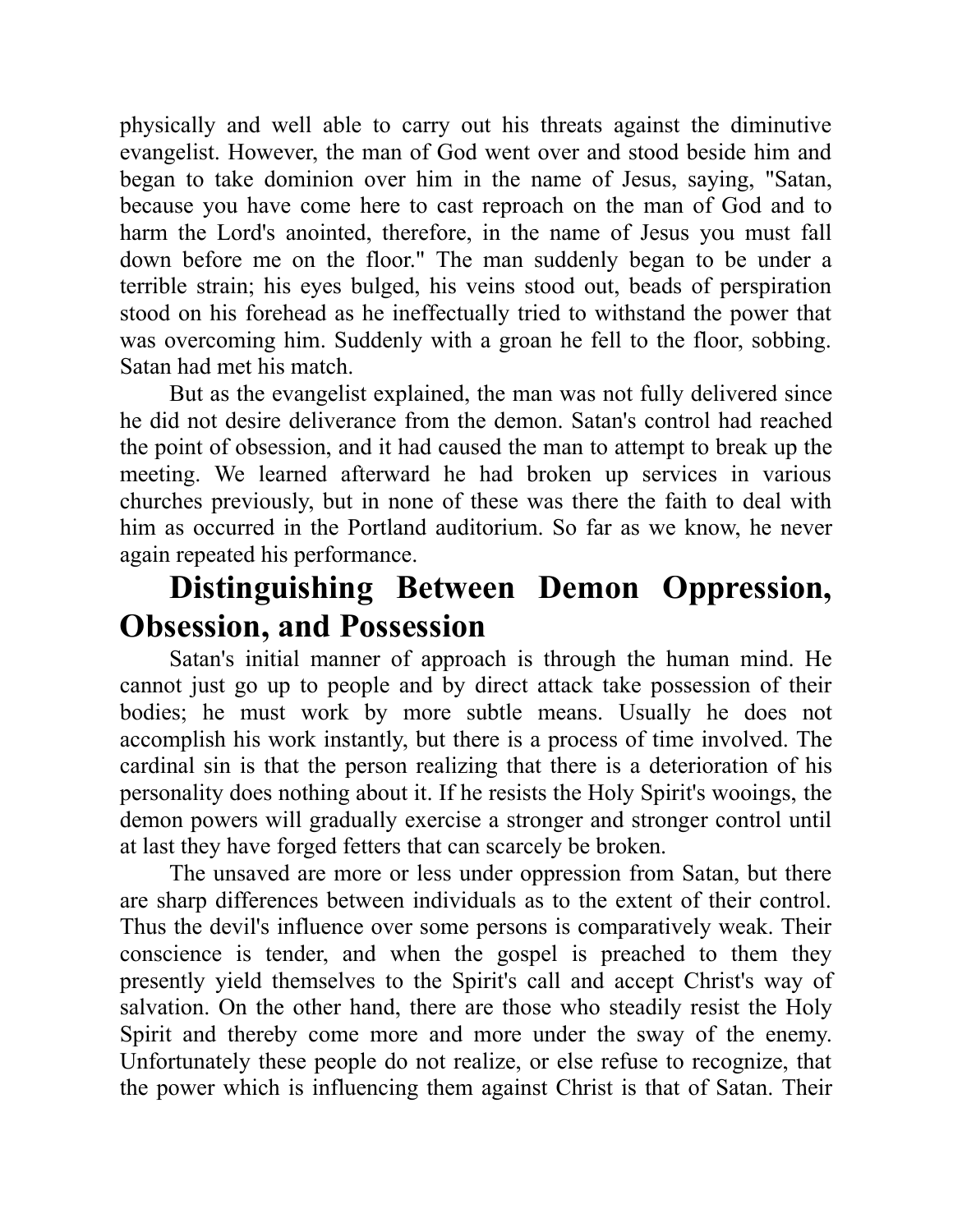physically and well able to carry out his threats against the diminutive evangelist. However, the man of God went over and stood beside him and began to take dominion over him in the name of Jesus, saying, "Satan, because you have come here to cast reproach on the man of God and to harm the Lord's anointed, therefore, in the name of Jesus you must fall down before me on the floor." The man suddenly began to be under a terrible strain; his eyes bulged, his veins stood out, beads of perspiration stood on his forehead as he ineffectually tried to withstand the power that was overcoming him. Suddenly with a groan he fell to the floor, sobbing. Satan had met his match.

But as the evangelist explained, the man was not fully delivered since he did not desire deliverance from the demon. Satan's control had reached the point of obsession, and it had caused the man to attempt to break up the meeting. We learned afterward he had broken up services in various churches previously, but in none of these was there the faith to deal with him as occurred in the Portland auditorium. So far as we know, he never again repeated his performance.

## Distinguishing Between Demon Oppression, Obsession, and Possession

Satan's initial manner of approach is through the human mind. He cannot just go up to people and by direct attack take possession of their bodies; he must work by more subtle means. Usually he does not accomplish his work instantly, but there is a process of time involved. The cardinal sin is that the person realizing that there is a deterioration of his personality does nothing about it. If he resists the Holy Spirit's wooings, the demon powers will gradually exercise a stronger and stronger control until at last they have forged fetters that can scarcely be broken.

The unsaved are more or less under oppression from Satan, but there are sharp differences between individuals as to the extent of their control. Thus the devil's influence over some persons is comparatively weak. Their conscience is tender, and when the gospel is preached to them they presently yield themselves to the Spirit's call and accept Christ's way of salvation. On the other hand, there are those who steadily resist the Holy Spirit and thereby come more and more under the sway of the enemy. Unfortunately these people do not realize, or else refuse to recognize, that the power which is influencing them against Christ is that of Satan. Their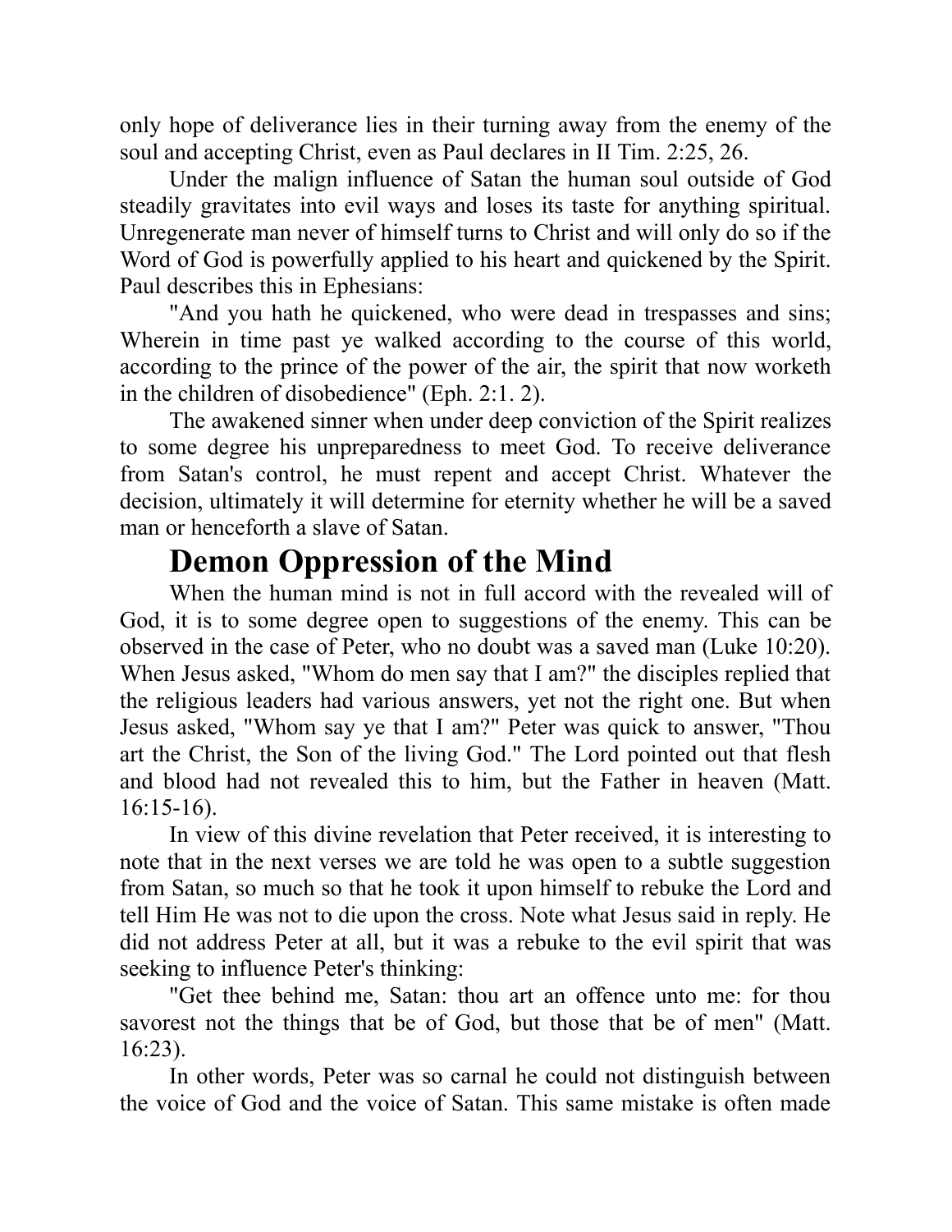only hope of deliverance lies in their turning away from the enemy of the soul and accepting Christ, even as Paul declares in II Tim. 2:25, 26.

Under the malign influence of Satan the human soul outside of God steadily gravitates into evil ways and loses its taste for anything spiritual. Unregenerate man never of himself turns to Christ and will only do so if the Word of God is powerfully applied to his heart and quickened by the Spirit. Paul describes this in Ephesians:

"And you hath he quickened, who were dead in trespasses and sins; Wherein in time past ye walked according to the course of this world, according to the prince of the power of the air, the spirit that now worketh in the children of disobedience" (Eph. 2:1. 2).

The awakened sinner when under deep conviction of the Spirit realizes to some degree his unpreparedness to meet God. To receive deliverance from Satan's control, he must repent and accept Christ. Whatever the decision, ultimately it will determine for eternity whether he will be a saved man or henceforth a slave of Satan.

## Demon Oppression of the Mind

When the human mind is not in full accord with the revealed will of God, it is to some degree open to suggestions of the enemy. This can be observed in the case of Peter, who no doubt was a saved man (Luke 10:20). When Jesus asked, "Whom do men say that I am?" the disciples replied that the religious leaders had various answers, yet not the right one. But when Jesus asked, "Whom say ye that I am?" Peter was quick to answer, "Thou art the Christ, the Son of the living God." The Lord pointed out that flesh and blood had not revealed this to him, but the Father in heaven (Matt. 16:15-16).

In view of this divine revelation that Peter received, it is interesting to note that in the next verses we are told he was open to a subtle suggestion from Satan, so much so that he took it upon himself to rebuke the Lord and tell Him He was not to die upon the cross. Note what Jesus said in reply. He did not address Peter at all, but it was a rebuke to the evil spirit that was seeking to influence Peter's thinking:

"Get thee behind me, Satan: thou art an offence unto me: for thou savorest not the things that be of God, but those that be of men" (Matt. 16:23).

In other words, Peter was so carnal he could not distinguish between the voice of God and the voice of Satan. This same mistake is often made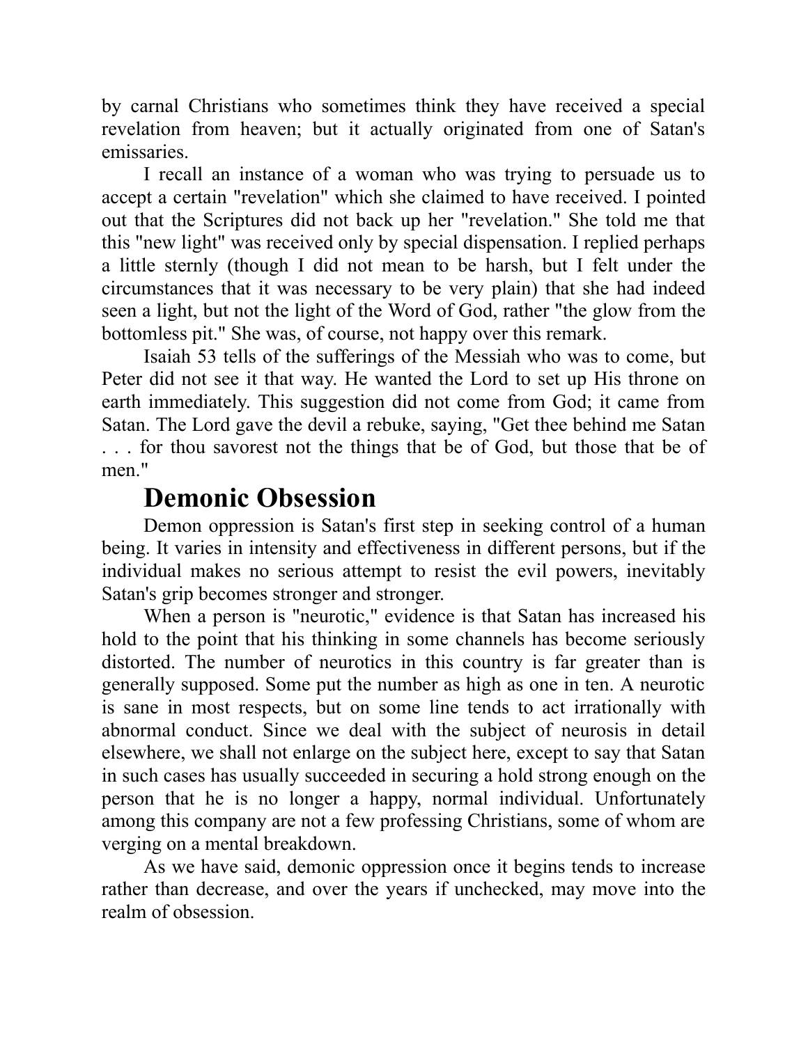by carnal Christians who sometimes think they have received a special revelation from heaven; but it actually originated from one of Satan's emissaries.

I recall an instance of a woman who was trying to persuade us to accept a certain "revelation" which she claimed to have received. I pointed out that the Scriptures did not back up her "revelation." She told me that this "new light" was received only by special dispensation. I replied perhaps a little sternly (though I did not mean to be harsh, but I felt under the circumstances that it was necessary to be very plain) that she had indeed seen a light, but not the light of the Word of God, rather "the glow from the bottomless pit." She was, of course, not happy over this remark.

Isaiah 53 tells of the sufferings of the Messiah who was to come, but Peter did not see it that way. He wanted the Lord to set up His throne on earth immediately. This suggestion did not come from God; it came from Satan. The Lord gave the devil a rebuke, saying, "Get thee behind me Satan . . . for thou savorest not the things that be of God, but those that be of men."

## Demonic Obsession

Demon oppression is Satan's first step in seeking control of a human being. It varies in intensity and effectiveness in different persons, but if the individual makes no serious attempt to resist the evil powers, inevitably Satan's grip becomes stronger and stronger.

When a person is "neurotic," evidence is that Satan has increased his hold to the point that his thinking in some channels has become seriously distorted. The number of neurotics in this country is far greater than is generally supposed. Some put the number as high as one in ten. A neurotic is sane in most respects, but on some line tends to act irrationally with abnormal conduct. Since we deal with the subject of neurosis in detail elsewhere, we shall not enlarge on the subject here, except to say that Satan in such cases has usually succeeded in securing a hold strong enough on the person that he is no longer a happy, normal individual. Unfortunately among this company are not a few professing Christians, some of whom are verging on a mental breakdown.

As we have said, demonic oppression once it begins tends to increase rather than decrease, and over the years if unchecked, may move into the realm of obsession.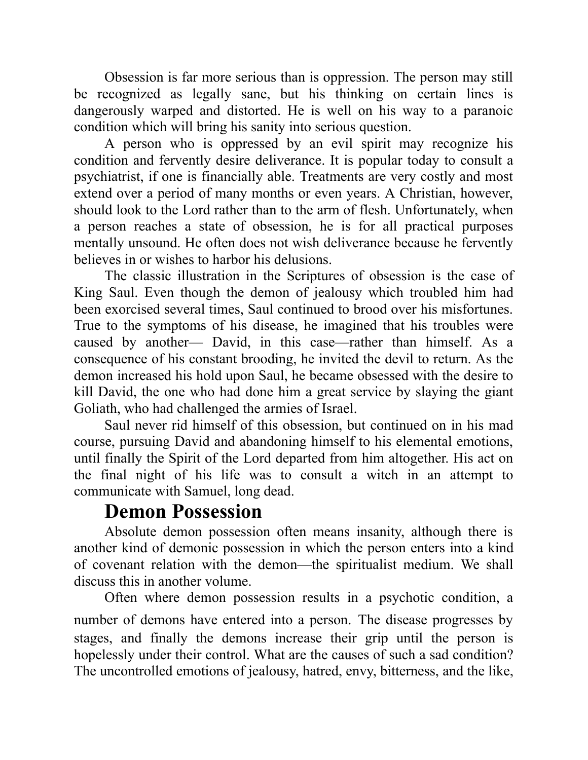Obsession is far more serious than is oppression. The person may still be recognized as legally sane, but his thinking on certain lines is dangerously warped and distorted. He is well on his way to a paranoic condition which will bring his sanity into serious question.

A person who is oppressed by an evil spirit may recognize his condition and fervently desire deliverance. It is popular today to consult a psychiatrist, if one is financially able. Treatments are very costly and most extend over a period of many months or even years. A Christian, however, should look to the Lord rather than to the arm of flesh. Unfortunately, when a person reaches a state of obsession, he is for all practical purposes mentally unsound. He often does not wish deliverance because he fervently believes in or wishes to harbor his delusions.

The classic illustration in the Scriptures of obsession is the case of King Saul. Even though the demon of jealousy which troubled him had been exorcised several times, Saul continued to brood over his misfortunes. True to the symptoms of his disease, he imagined that his troubles were caused by another— David, in this case—rather than himself. As a consequence of his constant brooding, he invited the devil to return. As the demon increased his hold upon Saul, he became obsessed with the desire to kill David, the one who had done him a great service by slaying the giant Goliath, who had challenged the armies of Israel.

Saul never rid himself of this obsession, but continued on in his mad course, pursuing David and abandoning himself to his elemental emotions, until finally the Spirit of the Lord departed from him altogether. His act on the final night of his life was to consult a witch in an attempt to communicate with Samuel, long dead.

## Demon Possession

Absolute demon possession often means insanity, although there is another kind of demonic possession in which the person enters into a kind of covenant relation with the demon—the spiritualist medium. We shall discuss this in another volume.

Often where demon possession results in a psychotic condition, a number of demons have entered into a person. The disease progresses by stages, and finally the demons increase their grip until the person is hopelessly under their control. What are the causes of such a sad condition? The uncontrolled emotions of jealousy, hatred, envy, bitterness, and the like,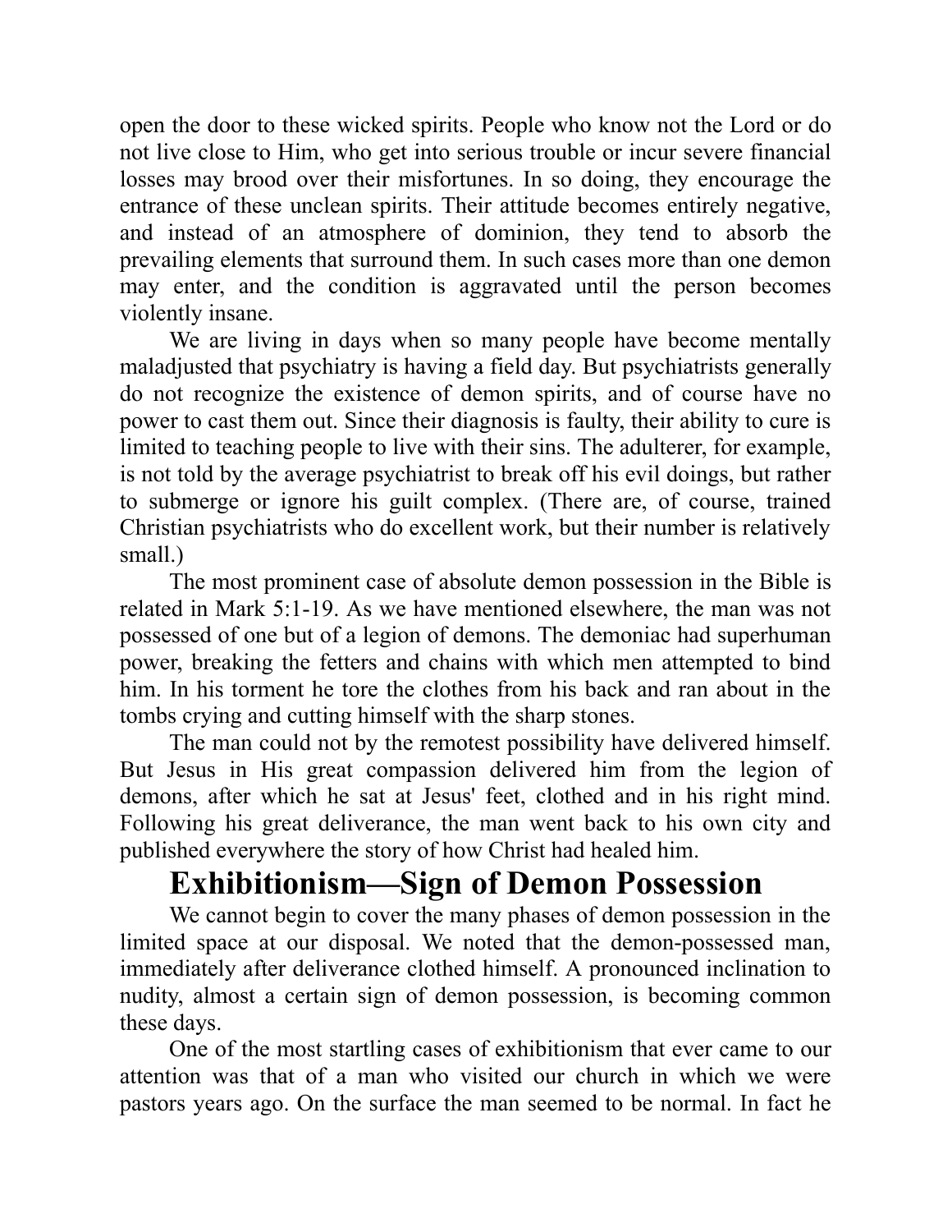open the door to these wicked spirits. People who know not the Lord or do not live close to Him, who get into serious trouble or incur severe financial losses may brood over their misfortunes. In so doing, they encourage the entrance of these unclean spirits. Their attitude becomes entirely negative, and instead of an atmosphere of dominion, they tend to absorb the prevailing elements that surround them. In such cases more than one demon may enter, and the condition is aggravated until the person becomes violently insane.

We are living in days when so many people have become mentally maladjusted that psychiatry is having a field day. But psychiatrists generally do not recognize the existence of demon spirits, and of course have no power to cast them out. Since their diagnosis is faulty, their ability to cure is limited to teaching people to live with their sins. The adulterer, for example, is not told by the average psychiatrist to break off his evil doings, but rather to submerge or ignore his guilt complex. (There are, of course, trained Christian psychiatrists who do excellent work, but their number is relatively small.)

The most prominent case of absolute demon possession in the Bible is related in Mark 5:1-19. As we have mentioned elsewhere, the man was not possessed of one but of a legion of demons. The demoniac had superhuman power, breaking the fetters and chains with which men attempted to bind him. In his torment he tore the clothes from his back and ran about in the tombs crying and cutting himself with the sharp stones.

The man could not by the remotest possibility have delivered himself. But Jesus in His great compassion delivered him from the legion of demons, after which he sat at Jesus' feet, clothed and in his right mind. Following his great deliverance, the man went back to his own city and published everywhere the story of how Christ had healed him.

## Exhibitionism—Sign of Demon Possession

We cannot begin to cover the many phases of demon possession in the limited space at our disposal. We noted that the demon-possessed man, immediately after deliverance clothed himself. A pronounced inclination to nudity, almost a certain sign of demon possession, is becoming common these days.

One of the most startling cases of exhibitionism that ever came to our attention was that of a man who visited our church in which we were pastors years ago. On the surface the man seemed to be normal. In fact he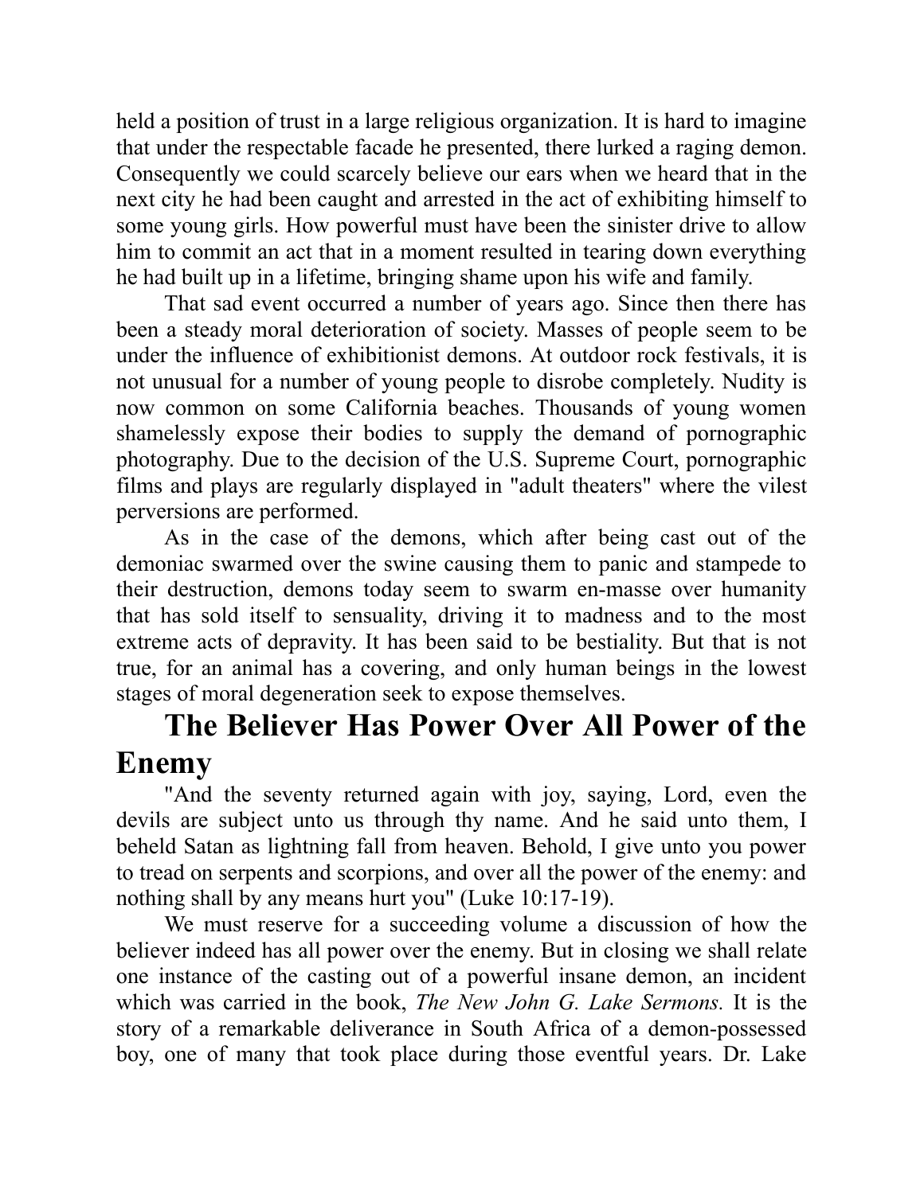held a position of trust in a large religious organization. It is hard to imagine that under the respectable facade he presented, there lurked a raging demon. Consequently we could scarcely believe our ears when we heard that in the next city he had been caught and arrested in the act of exhibiting himself to some young girls. How powerful must have been the sinister drive to allow him to commit an act that in a moment resulted in tearing down everything he had built up in a lifetime, bringing shame upon his wife and family.

That sad event occurred a number of years ago. Since then there has been a steady moral deterioration of society. Masses of people seem to be under the influence of exhibitionist demons. At outdoor rock festivals, it is not unusual for a number of young people to disrobe completely. Nudity is now common on some California beaches. Thousands of young women shamelessly expose their bodies to supply the demand of pornographic photography. Due to the decision of the U.S. Supreme Court, pornographic films and plays are regularly displayed in "adult theaters" where the vilest perversions are performed.

As in the case of the demons, which after being cast out of the demoniac swarmed over the swine causing them to panic and stampede to their destruction, demons today seem to swarm en-masse over humanity that has sold itself to sensuality, driving it to madness and to the most extreme acts of depravity. It has been said to be bestiality. But that is not true, for an animal has a covering, and only human beings in the lowest stages of moral degeneration seek to expose themselves.

## The Believer Has Power Over All Power of the Enemy

"And the seventy returned again with joy, saying, Lord, even the devils are subject unto us through thy name. And he said unto them, I beheld Satan as lightning fall from heaven. Behold, I give unto you power to tread on serpents and scorpions, and over all the power of the enemy: and nothing shall by any means hurt you" (Luke 10:17-19).

We must reserve for a succeeding volume a discussion of how the believer indeed has all power over the enemy. But in closing we shall relate one instance of the casting out of a powerful insane demon, an incident which was carried in the book, *The New John G. Lake Sermons.* It is the story of a remarkable deliverance in South Africa of a demon-possessed boy, one of many that took place during those eventful years. Dr. Lake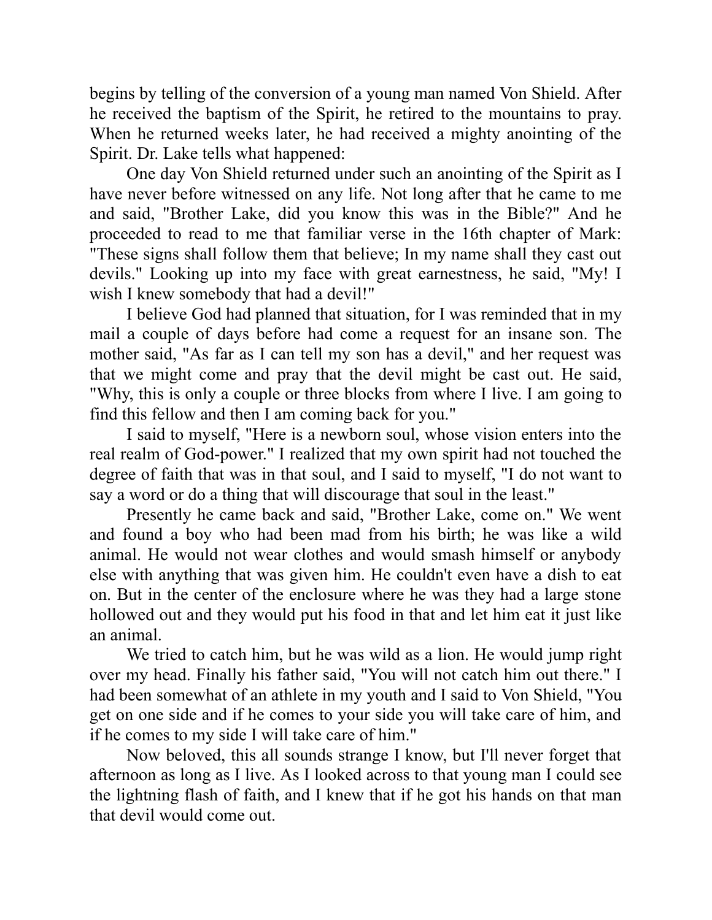begins by telling of the conversion of a young man named Von Shield. After he received the baptism of the Spirit, he retired to the mountains to pray. When he returned weeks later, he had received a mighty anointing of the Spirit. Dr. Lake tells what happened:

One day Von Shield returned under such an anointing of the Spirit as I have never before witnessed on any life. Not long after that he came to me and said, "Brother Lake, did you know this was in the Bible?" And he proceeded to read to me that familiar verse in the 16th chapter of Mark: "These signs shall follow them that believe; In my name shall they cast out devils." Looking up into my face with great earnestness, he said, "My! I wish I knew somebody that had a devil!"

I believe God had planned that situation, for I was reminded that in my mail a couple of days before had come a request for an insane son. The mother said, "As far as I can tell my son has a devil," and her request was that we might come and pray that the devil might be cast out. He said, "Why, this is only a couple or three blocks from where I live. I am going to find this fellow and then I am coming back for you."

I said to myself, "Here is a newborn soul, whose vision enters into the real realm of God-power." I realized that my own spirit had not touched the degree of faith that was in that soul, and I said to myself, "I do not want to say a word or do a thing that will discourage that soul in the least."

Presently he came back and said, "Brother Lake, come on." We went and found a boy who had been mad from his birth; he was like a wild animal. He would not wear clothes and would smash himself or anybody else with anything that was given him. He couldn't even have a dish to eat on. But in the center of the enclosure where he was they had a large stone hollowed out and they would put his food in that and let him eat it just like an animal.

We tried to catch him, but he was wild as a lion. He would jump right over my head. Finally his father said, "You will not catch him out there." I had been somewhat of an athlete in my youth and I said to Von Shield, "You get on one side and if he comes to your side you will take care of him, and if he comes to my side I will take care of him."

Now beloved, this all sounds strange I know, but I'll never forget that afternoon as long as I live. As I looked across to that young man I could see the lightning flash of faith, and I knew that if he got his hands on that man that devil would come out.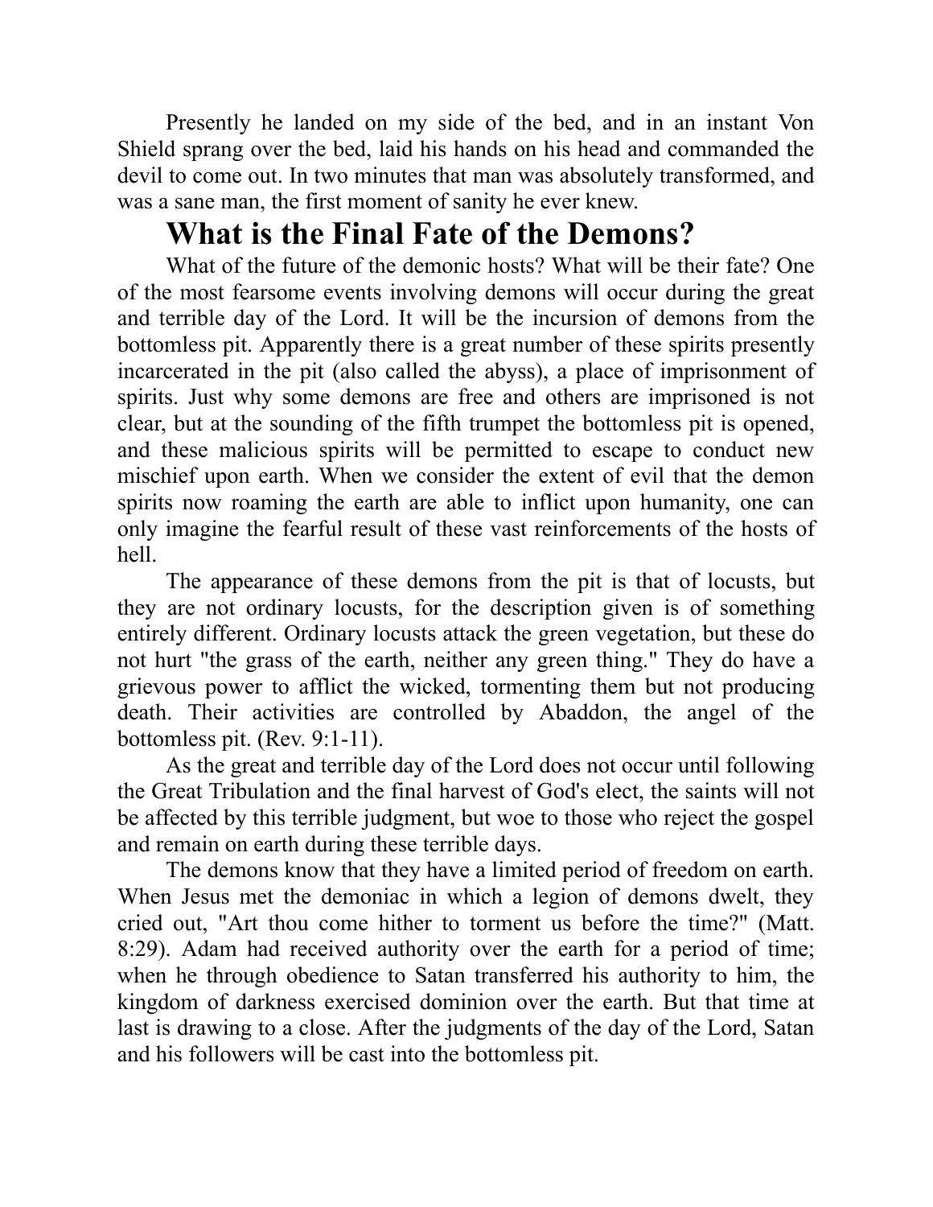Presently he landed on my side of the bed, and in an instant Von Shield sprang over the bed, laid his hands on his head and commanded the devil to come out. In two minutes that man was absolutely transformed, and was a sane man, the first moment of sanity he ever knew.

## What is the Final Fate of the Demons?

What of the future of the demonic hosts? What will be their fate? One of the most fearsome events involving demons will occur during the great and terrible day of the Lord. It will be the incursion of demons from the bottomless pit. Apparently there is a great number of these spirits presently incarcerated in the pit (also called the abyss), a place of imprisonment of spirits. Just why some demons are free and others are imprisoned is not clear, but at the sounding of the fifth trumpet the bottomless pit is opened, and these malicious spirits will be permitted to escape to conduct new mischief upon earth. When we consider the extent of evil that the demon spirits now roaming the earth are able to inflict upon humanity, one can only imagine the fearful result of these vast reinforcements of the hosts of hell.

The appearance of these demons from the pit is that of locusts, but they are not ordinary locusts, for the description given is of something entirely different. Ordinary locusts attack the green vegetation, but these do not hurt "the grass of the earth, neither any green thing." They do have a grievous power to afflict the wicked, tormenting them but not producing death. Their activities are controlled by Abaddon, the angel of the bottomless pit. (Rev. 9:1-11).

As the great and terrible day of the Lord does not occur until following the Great Tribulation and the final harvest of God's elect, the saints will not be affected by this terrible judgment, but woe to those who reject the gospel and remain on earth during these terrible days.

The demons know that they have a limited period of freedom on earth. When Jesus met the demoniac in which a legion of demons dwelt, they cried out, "Art thou come hither to torment us before the time?" (Matt. 8:29). Adam had received authority over the earth for a period of time; when he through obedience to Satan transferred his authority to him, the kingdom of darkness exercised dominion over the earth. But that time at last is drawing to a close. After the judgments of the day of the Lord, Satan and his followers will be cast into the bottomless pit.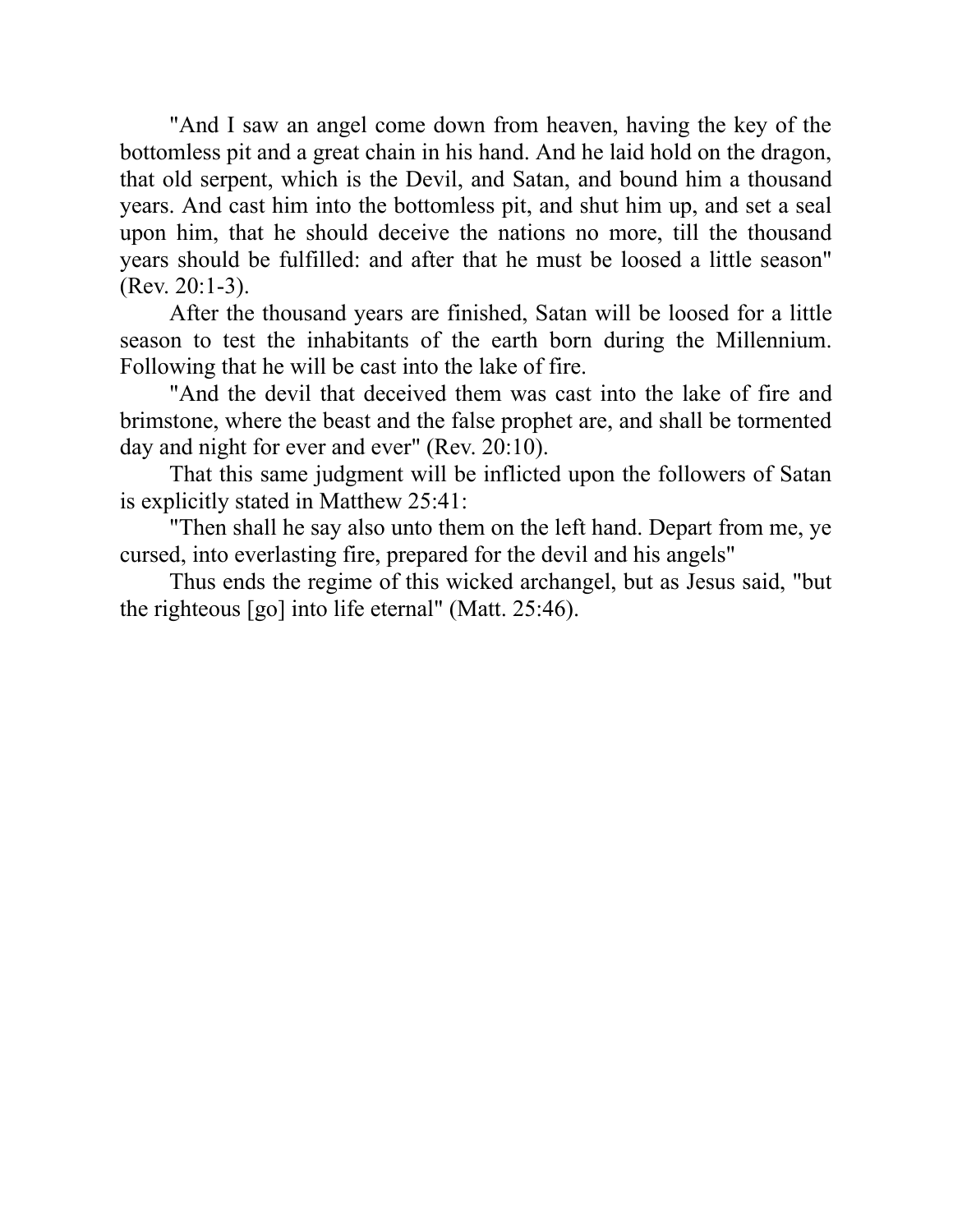"And I saw an angel come down from heaven, having the key of the bottomless pit and a great chain in his hand. And he laid hold on the dragon, that old serpent, which is the Devil, and Satan, and bound him a thousand years. And cast him into the bottomless pit, and shut him up, and set a seal upon him, that he should deceive the nations no more, till the thousand years should be fulfilled: and after that he must be loosed a little season" (Rev. 20:1-3).

After the thousand years are finished, Satan will be loosed for a little season to test the inhabitants of the earth born during the Millennium. Following that he will be cast into the lake of fire.

"And the devil that deceived them was cast into the lake of fire and brimstone, where the beast and the false prophet are, and shall be tormented day and night for ever and ever" (Rev. 20:10).

That this same judgment will be inflicted upon the followers of Satan is explicitly stated in Matthew 25:41:

"Then shall he say also unto them on the left hand. Depart from me, ye cursed, into everlasting fire, prepared for the devil and his angels"

Thus ends the regime of this wicked archangel, but as Jesus said, "but the righteous [go] into life eternal" (Matt. 25:46).